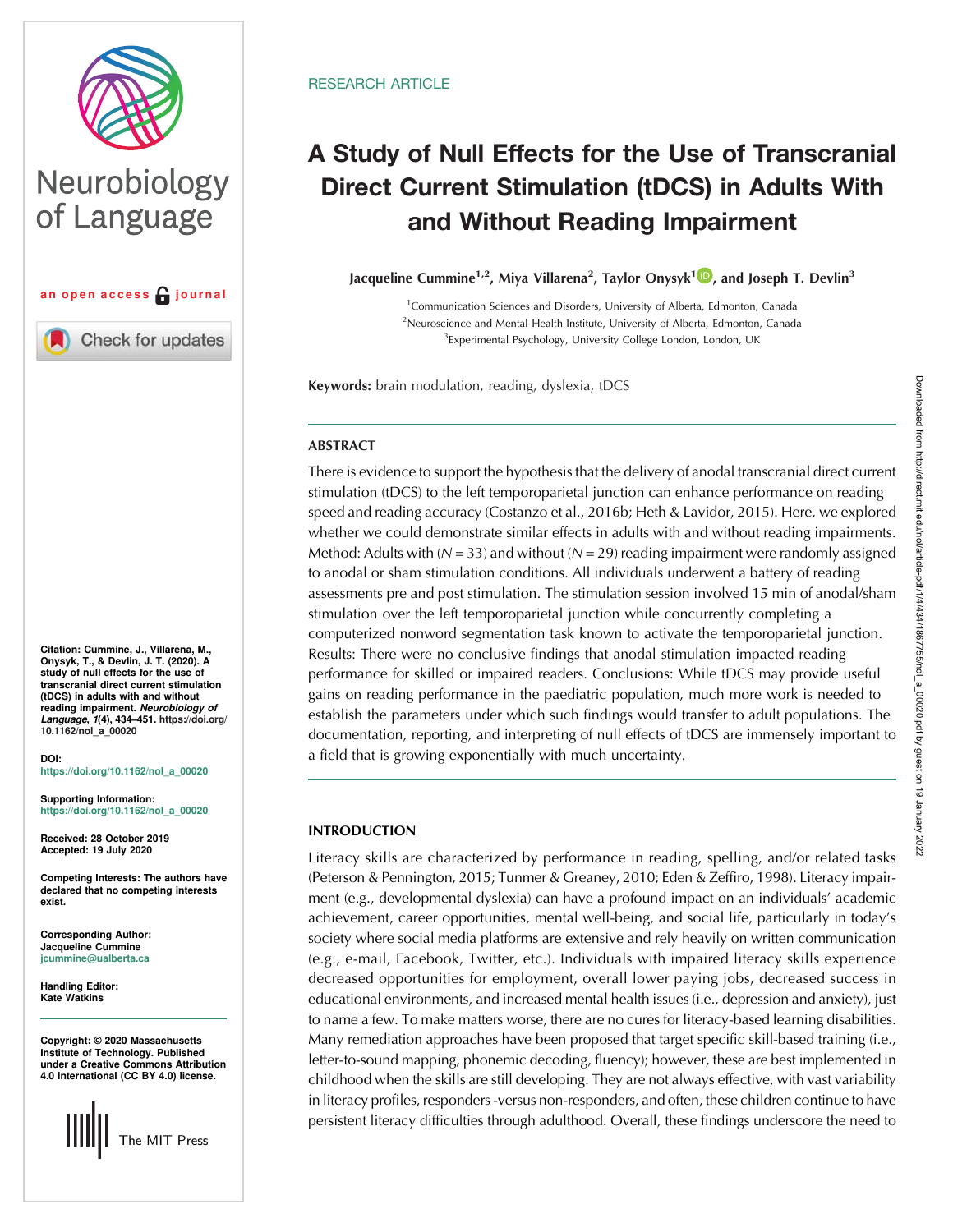RESEARCH ARTICLE

# A Study of Null Effects for the Use of Transcranial Direct Current Stimulation (tDCS) in Adults With and Without Reading Impairment

**Jacqueline Cummine[1,2], Miya Villarena[2], Taylor Onysyk[1], and Joseph T. Devlin[3]**

[1]Communication Sciences and Disorders, University of Alberta, Edmonton, Canada
[2]Neuroscience and Mental Health Institute, University of Alberta, Edmonton, Canada
[3]Experimental Psychology, University College London, London, UK

an open access journal

**Keywords:** brain modulation, reading, dyslexia, tDCS

**Citation:** Cummine, J., Villarena, M., Onysyk, T., & Devlin, J. T. (2020). A study of null effects for the use of transcranial direct current stimulation (tDCS) in adults with and without reading impairment. *Neurobiology of Language*, *1*(4), 434–451. https://doi.org/10.1162/nol_a_00020

**DOI:** https://doi.org/10.1162/nol_a_00020

**Supporting Information:** https://doi.org/10.1162/nol_a_00020

**Received:** 28 October 2019
**Accepted:** 19 July 2020

**Competing Interests:** The authors have declared that no competing interests exist.

**Corresponding Author:** Jacqueline Cummine jcummine@ualberta.ca

**Handling Editor:** Kate Watkins

**Copyright:** © 2020 Massachusetts Institute of Technology. Published under a Creative Commons Attribution 4.0 International (CC BY 4.0) license.

## ABSTRACT

There is evidence to support the hypothesis that the delivery of anodal transcranial direct current stimulation (tDCS) to the left temporoparietal junction can enhance performance on reading speed and reading accuracy (Costanzo et al., 2016b; Heth & Lavidor, 2015). Here, we explored whether we could demonstrate similar effects in adults with and without reading impairments. Method: Adults with ($N = 33$) and without ($N = 29$) reading impairment were randomly assigned to anodal or sham stimulation conditions. All individuals underwent a battery of reading assessments pre and post stimulation. The stimulation session involved 15 min of anodal/sham stimulation over the left temporoparietal junction while concurrently completing a computerized nonword segmentation task known to activate the temporoparietal junction. Results: There were no conclusive findings that anodal stimulation impacted reading performance for skilled or impaired readers. Conclusions: While tDCS may provide useful gains on reading performance in the paediatric population, much more work is needed to establish the parameters under which such findings would transfer to adult populations. The documentation, reporting, and interpreting of null effects of tDCS are immensely important to a field that is growing exponentially with much uncertainty.

## INTRODUCTION

Literacy skills are characterized by performance in reading, spelling, and/or related tasks (Peterson & Pennington, 2015; Tunmer & Greaney, 2010; Eden & Zeffiro, 1998). Literacy impairment (e.g., developmental dyslexia) can have a profound impact on an individuals' academic achievement, career opportunities, mental well-being, and social life, particularly in today's society where social media platforms are extensive and rely heavily on written communication (e.g., e-mail, Facebook, Twitter, etc.). Individuals with impaired literacy skills experience decreased opportunities for employment, overall lower paying jobs, decreased success in educational environments, and increased mental health issues (i.e., depression and anxiety), just to name a few. To make matters worse, there are no cures for literacy-based learning disabilities. Many remediation approaches have been proposed that target specific skill-based training (i.e., letter-to-sound mapping, phonemic decoding, fluency); however, these are best implemented in childhood when the skills are still developing. They are not always effective, with vast variability in literacy profiles, responders -versus non-responders, and often, these children continue to have persistent literacy difficulties through adulthood. Overall, these findings underscore the need to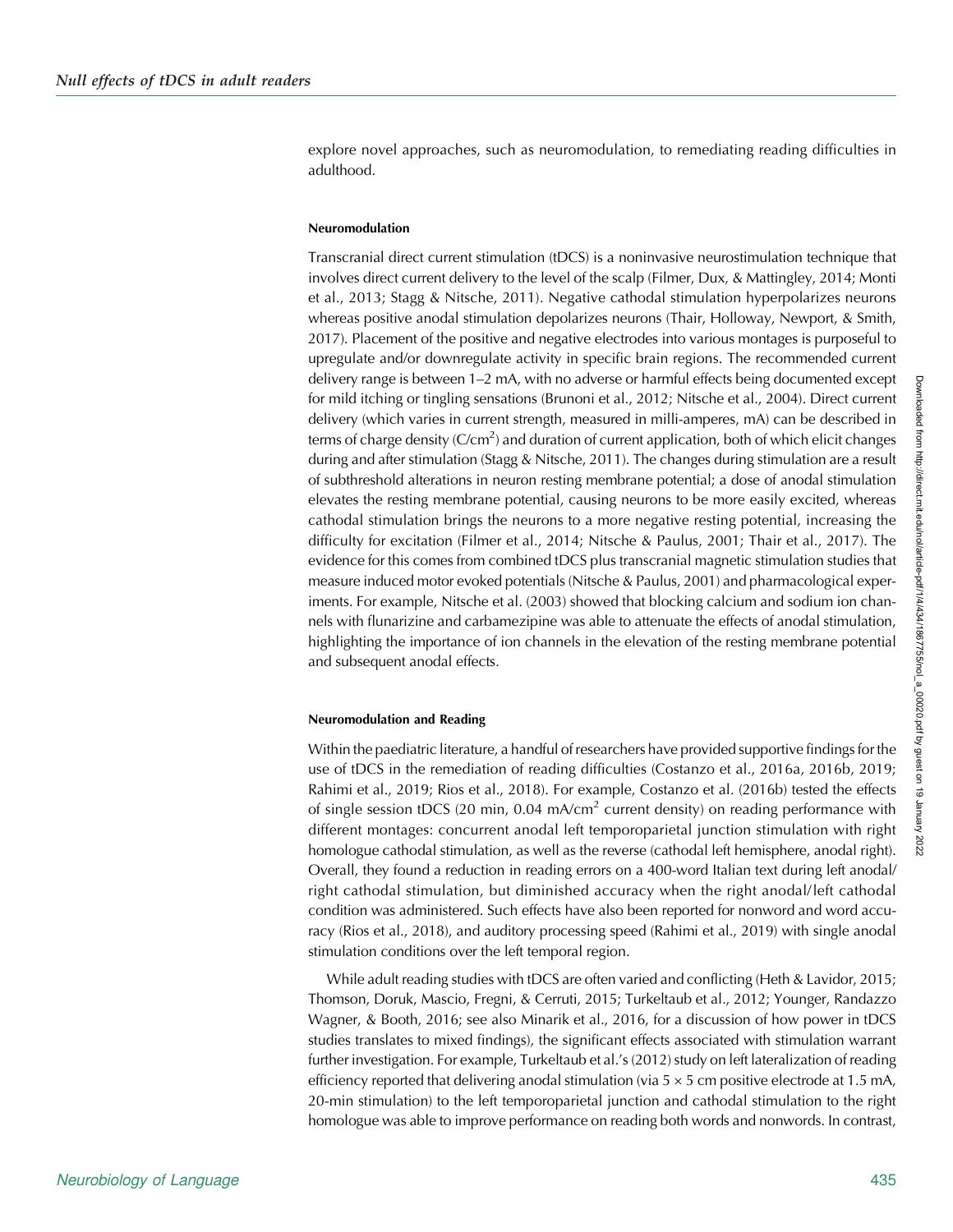explore novel approaches, such as neuromodulation, to remediating reading difficulties in adulthood.

#### Neuromodulation

Transcranial direct current stimulation (tDCS) is a noninvasive neurostimulation technique that involves direct current delivery to the level of the scalp (Filmer, Dux, & Mattingley, 2014; Monti et al., 2013; Stagg & Nitsche, 2011). Negative cathodal stimulation hyperpolarizes neurons whereas positive anodal stimulation depolarizes neurons (Thair, Holloway, Newport, & Smith, 2017). Placement of the positive and negative electrodes into various montages is purposeful to upregulate and/or downregulate activity in specific brain regions. The recommended current delivery range is between 1–2 mA, with no adverse or harmful effects being documented except for mild itching or tingling sensations (Brunoni et al., 2012; Nitsche et al., 2004). Direct current delivery (which varies in current strength, measured in milli-amperes, mA) can be described in terms of charge density ($C/cm^2$) and duration of current application, both of which elicit changes during and after stimulation (Stagg & Nitsche, 2011). The changes during stimulation are a result of subthreshold alterations in neuron resting membrane potential; a dose of anodal stimulation elevates the resting membrane potential, causing neurons to be more easily excited, whereas cathodal stimulation brings the neurons to a more negative resting potential, increasing the difficulty for excitation (Filmer et al., 2014; Nitsche & Paulus, 2001; Thair et al., 2017). The evidence for this comes from combined tDCS plus transcranial magnetic stimulation studies that measure induced motor evoked potentials (Nitsche & Paulus, 2001) and pharmacological experiments. For example, Nitsche et al. (2003) showed that blocking calcium and sodium ion channels with flunarizine and carbamezipine was able to attenuate the effects of anodal stimulation, highlighting the importance of ion channels in the elevation of the resting membrane potential and subsequent anodal effects.

#### Neuromodulation and Reading

Within the paediatric literature, a handful of researchers have provided supportive findings for the use of tDCS in the remediation of reading difficulties (Costanzo et al., 2016a, 2016b, 2019; Rahimi et al., 2019; Rios et al., 2018). For example, Costanzo et al. (2016b) tested the effects of single session tDCS (20 min, 0.04 $mA/cm^2$ current density) on reading performance with different montages: concurrent anodal left temporoparietal junction stimulation with right homologue cathodal stimulation, as well as the reverse (cathodal left hemisphere, anodal right). Overall, they found a reduction in reading errors on a 400-word Italian text during left anodal/right cathodal stimulation, but diminished accuracy when the right anodal/left cathodal condition was administered. Such effects have also been reported for nonword and word accuracy (Rios et al., 2018), and auditory processing speed (Rahimi et al., 2019) with single anodal stimulation conditions over the left temporal region.

While adult reading studies with tDCS are often varied and conflicting (Heth & Lavidor, 2015; Thomson, Doruk, Mascio, Fregni, & Cerruti, 2015; Turkeltaub et al., 2012; Younger, Randazzo Wagner, & Booth, 2016; see also Minarik et al., 2016, for a discussion of how power in tDCS studies translates to mixed findings), the significant effects associated with stimulation warrant further investigation. For example, Turkeltaub et al.'s (2012) study on left lateralization of reading efficiency reported that delivering anodal stimulation (via 5 × 5 cm positive electrode at 1.5 mA, 20-min stimulation) to the left temporoparietal junction and cathodal stimulation to the right homologue was able to improve performance on reading both words and nonwords. In contrast,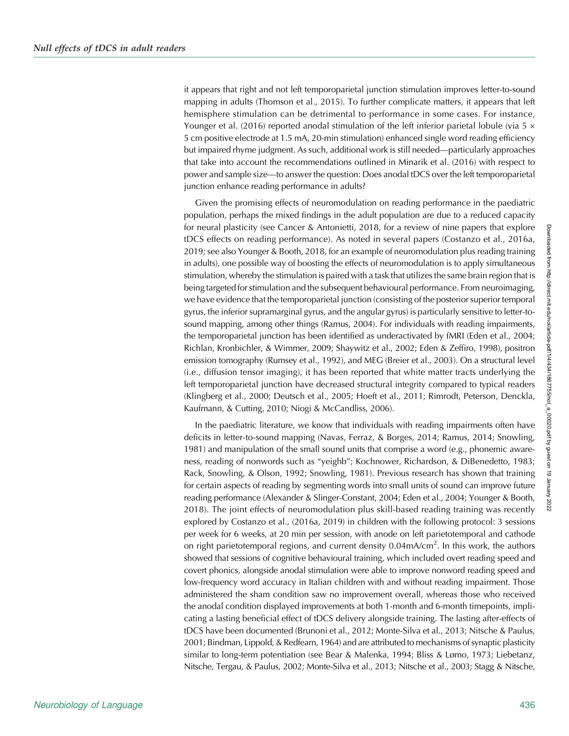it appears that right and not left temporoparietal junction stimulation improves letter-to-sound mapping in adults (Thomson et al., 2015). To further complicate matters, it appears that left hemisphere stimulation can be detrimental to performance in some cases. For instance, Younger et al. (2016) reported anodal stimulation of the left inferior parietal lobule (via 5 × 5 cm positive electrode at 1.5 mA, 20-min stimulation) enhanced single word reading efficiency but impaired rhyme judgment. As such, additional work is still needed—particularly approaches that take into account the recommendations outlined in Minarik et al. (2016) with respect to power and sample size—to answer the question: Does anodal tDCS over the left temporoparietal junction enhance reading performance in adults?

Given the promising effects of neuromodulation on reading performance in the paediatric population, perhaps the mixed findings in the adult population are due to a reduced capacity for neural plasticity (see Cancer & Antonietti, 2018, for a review of nine papers that explore tDCS effects on reading performance). As noted in several papers (Costanzo et al., 2016a, 2019; see also Younger & Booth, 2018, for an example of neuromodulation plus reading training in adults), one possible way of boosting the effects of neuromodulation is to apply simultaneous stimulation, whereby the stimulation is paired with a task that utilizes the same brain region that is being targeted for stimulation and the subsequent behavioural performance. From neuroimaging, we have evidence that the temporoparietal junction (consisting of the posterior superior temporal gyrus, the inferior supramarginal gyrus, and the angular gyrus) is particularly sensitive to letter-to-sound mapping, among other things (Ramus, 2004). For individuals with reading impairments, the temporoparietal junction has been identified as underactivated by fMRI (Eden et al., 2004; Richlan, Kronbichler, & Wimmer, 2009; Shaywitz et al., 2002; Eden & Zeffiro, 1998), positron emission tomography (Rumsey et al., 1992), and MEG (Breier et al., 2003). On a structural level (i.e., diffusion tensor imaging), it has been reported that white matter tracts underlying the left temporoparietal junction have decreased structural integrity compared to typical readers (Klingberg et al., 2000; Deutsch et al., 2005; Hoeft et al., 2011; Rimrodt, Peterson, Denckla, Kaufmann, & Cutting, 2010; Niogi & McCandliss, 2006).

In the paediatric literature, we know that individuals with reading impairments often have deficits in letter-to-sound mapping (Navas, Ferraz, & Borges, 2014; Ramus, 2014; Snowling, 1981) and manipulation of the small sound units that comprise a word (e.g., phonemic awareness, reading of nonwords such as "yeighb"; Kochnower, Richardson, & DiBenedetto, 1983; Rack, Snowling, & Olson, 1992; Snowling, 1981). Previous research has shown that training for certain aspects of reading by segmenting words into small units of sound can improve future reading performance (Alexander & Slinger-Constant, 2004; Eden et al., 2004; Younger & Booth, 2018). The joint effects of neuromodulation plus skill-based reading training was recently explored by Costanzo et al., (2016a, 2019) in children with the following protocol: 3 sessions per week for 6 weeks, at 20 min per session, with anode on left parietotemporal and cathode on right parietotemporal regions, and current density $0.04 \text{mA/cm}^2$. In this work, the authors showed that sessions of cognitive behavioural training, which included overt reading speed and covert phonics, alongside anodal stimulation were able to improve nonword reading speed and low-frequency word accuracy in Italian children with and without reading impairment. Those administered the sham condition saw no improvement overall, whereas those who received the anodal condition displayed improvements at both 1-month and 6-month timepoints, implicating a lasting beneficial effect of tDCS delivery alongside training. The lasting after-effects of tDCS have been documented (Brunoni et al., 2012; Monte-Silva et al., 2013; Nitsche & Paulus, 2001; Bindman, Lippold, & Redfearn, 1964) and are attributed to mechanisms of synaptic plasticity similar to long-term potentiation (see Bear & Malenka, 1994; Bliss & Lømo, 1973; Liebetanz, Nitsche, Tergau, & Paulus, 2002; Monte-Silva et al., 2013; Nitsche et al., 2003; Stagg & Nitsche,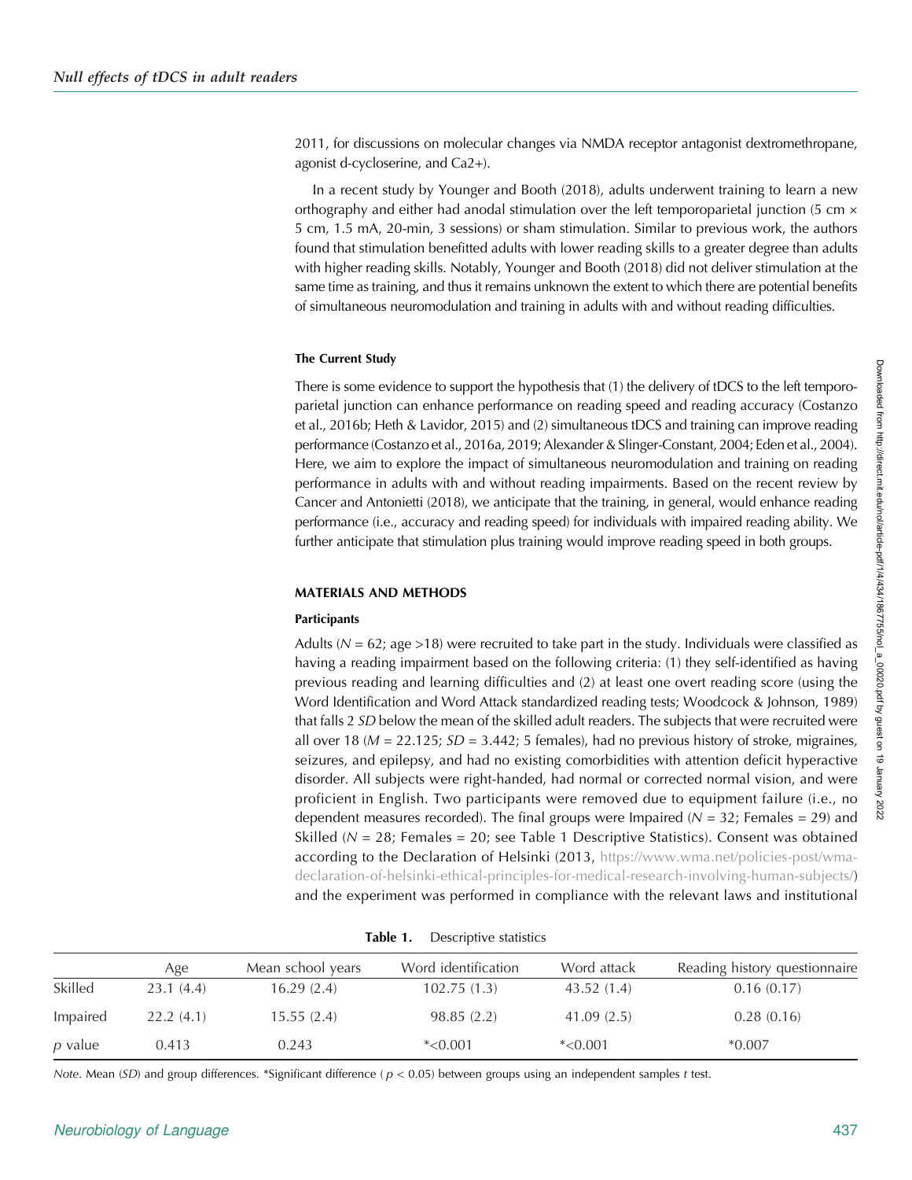2011, for discussions on molecular changes via NMDA receptor antagonist dextromethropane, agonist d-cycloserine, and Ca2+).

In a recent study by Younger and Booth (2018), adults underwent training to learn a new orthography and either had anodal stimulation over the left temporoparietal junction (5 cm × 5 cm, 1.5 mA, 20-min, 3 sessions) or sham stimulation. Similar to previous work, the authors found that stimulation benefitted adults with lower reading skills to a greater degree than adults with higher reading skills. Notably, Younger and Booth (2018) did not deliver stimulation at the same time as training, and thus it remains unknown the extent to which there are potential benefits of simultaneous neuromodulation and training in adults with and without reading difficulties.

### The Current Study

There is some evidence to support the hypothesis that (1) the delivery of tDCS to the left temporoparietal junction can enhance performance on reading speed and reading accuracy (Costanzo et al., 2016b; Heth & Lavidor, 2015) and (2) simultaneous tDCS and training can improve reading performance (Costanzo et al., 2016a, 2019; Alexander & Slinger-Constant, 2004; Eden et al., 2004). Here, we aim to explore the impact of simultaneous neuromodulation and training on reading performance in adults with and without reading impairments. Based on the recent review by Cancer and Antonietti (2018), we anticipate that the training, in general, would enhance reading performance (i.e., accuracy and reading speed) for individuals with impaired reading ability. We further anticipate that stimulation plus training would improve reading speed in both groups.

## MATERIALS AND METHODS

### Participants

Adults ($N = 62$; age >18) were recruited to take part in the study. Individuals were classified as having a reading impairment based on the following criteria: (1) they self-identified as having previous reading and learning difficulties and (2) at least one overt reading score (using the Word Identification and Word Attack standardized reading tests; Woodcock & Johnson, 1989) that falls 2 *SD* below the mean of the skilled adult readers. The subjects that were recruited were all over 18 ($M = 22.125$; $SD = 3.442$; 5 females), had no previous history of stroke, migraines, seizures, and epilepsy, and had no existing comorbidities with attention deficit hyperactive disorder. All subjects were right-handed, had normal or corrected normal vision, and were proficient in English. Two participants were removed due to equipment failure (i.e., no dependent measures recorded). The final groups were Impaired ($N = 32$; Females = 29) and Skilled ($N = 28$; Females = 20; see Table 1 Descriptive Statistics). Consent was obtained according to the Declaration of Helsinki (2013, https://www.wma.net/policies-post/wma-declaration-of-helsinki-ethical-principles-for-medical-research-involving-human-subjects/) and the experiment was performed in compliance with the relevant laws and institutional

**Table 1.** Descriptive statistics

| | Age | Mean school years | Word identification | Word attack | Reading history questionnaire |
|---|---|---|---|---|---|
| Skilled | 23.1 (4.4) | 16.29 (2.4) | 102.75 (1.3) | 43.52 (1.4) | 0.16 (0.17) |
| Impaired | 22.2 (4.1) | 15.55 (2.4) | 98.85 (2.2) | 41.09 (2.5) | 0.28 (0.16) |
| *p* value | 0.413 | 0.243 | *<0.001 | *<0.001 | *0.007 |

*Note*. Mean (*SD*) and group differences. *Significant difference ($p < 0.05$) between groups using an independent samples *t* test.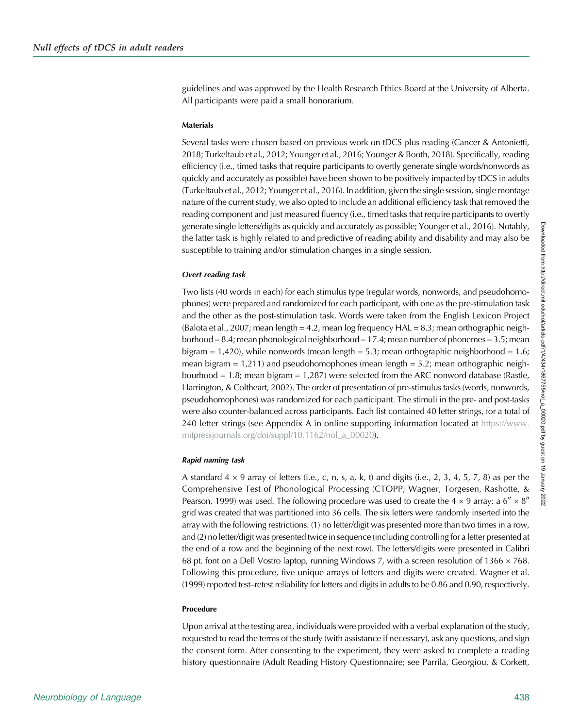guidelines and was approved by the Health Research Ethics Board at the University of Alberta. All participants were paid a small honorarium.

### Materials

Several tasks were chosen based on previous work on tDCS plus reading (Cancer & Antonietti, 2018; Turkeltaub et al., 2012; Younger et al., 2016; Younger & Booth, 2018). Specifically, reading efficiency (i.e., timed tasks that require participants to overtly generate single words/nonwords as quickly and accurately as possible) have been shown to be positively impacted by tDCS in adults (Turkeltaub et al., 2012; Younger et al., 2016). In addition, given the single session, single montage nature of the current study, we also opted to include an additional efficiency task that removed the reading component and just measured fluency (i.e., timed tasks that require participants to overtly generate single letters/digits as quickly and accurately as possible; Younger et al., 2016). Notably, the latter task is highly related to and predictive of reading ability and disability and may also be susceptible to training and/or stimulation changes in a single session.

#### *Overt reading task*

Two lists (40 words in each) for each stimulus type (regular words, nonwords, and pseudohomophones) were prepared and randomized for each participant, with one as the pre-stimulation task and the other as the post-stimulation task. Words were taken from the English Lexicon Project (Balota et al., 2007; mean length = 4.2, mean log frequency HAL = 8.3; mean orthographic neighborhood = 8.4; mean phonological neighborhood = 17.4; mean number of phonemes = 3.5; mean bigram = 1,420), while nonwords (mean length = 5.3; mean orthographic neighborhood = 1.6; mean bigram = 1,211) and pseudohomophones (mean length = 5.2; mean orthographic neighbourhood = 1.8; mean bigram = 1,287) were selected from the ARC nonword database (Rastle, Harrington, & Coltheart, 2002). The order of presentation of pre-stimulus tasks (words, nonwords, pseudohomophones) was randomized for each participant. The stimuli in the pre- and post-tasks were also counter-balanced across participants. Each list contained 40 letter strings, for a total of 240 letter strings (see Appendix A in online supporting information located at https://www.mitpressjournals.org/doi/suppl/10.1162/nol_a_00020).

#### *Rapid naming task*

A standard 4 × 9 array of letters (i.e., c, n, s, a, k, t) and digits (i.e., 2, 3, 4, 5, 7, 8) as per the Comprehensive Test of Phonological Processing (CTOPP; Wagner, Torgesen, Rashotte, & Pearson, 1999) was used. The following procedure was used to create the 4 × 9 array: a 6″ × 8″ grid was created that was partitioned into 36 cells. The six letters were randomly inserted into the array with the following restrictions: (1) no letter/digit was presented more than two times in a row, and (2) no letter/digit was presented twice in sequence (including controlling for a letter presented at the end of a row and the beginning of the next row). The letters/digits were presented in Calibri 68 pt. font on a Dell Vostro laptop, running Windows 7, with a screen resolution of 1366 × 768. Following this procedure, five unique arrays of letters and digits were created. Wagner et al. (1999) reported test–retest reliability for letters and digits in adults to be 0.86 and 0.90, respectively.

### Procedure

Upon arrival at the testing area, individuals were provided with a verbal explanation of the study, requested to read the terms of the study (with assistance if necessary), ask any questions, and sign the consent form. After consenting to the experiment, they were asked to complete a reading history questionnaire (Adult Reading History Questionnaire; see Parrila, Georgiou, & Corkett,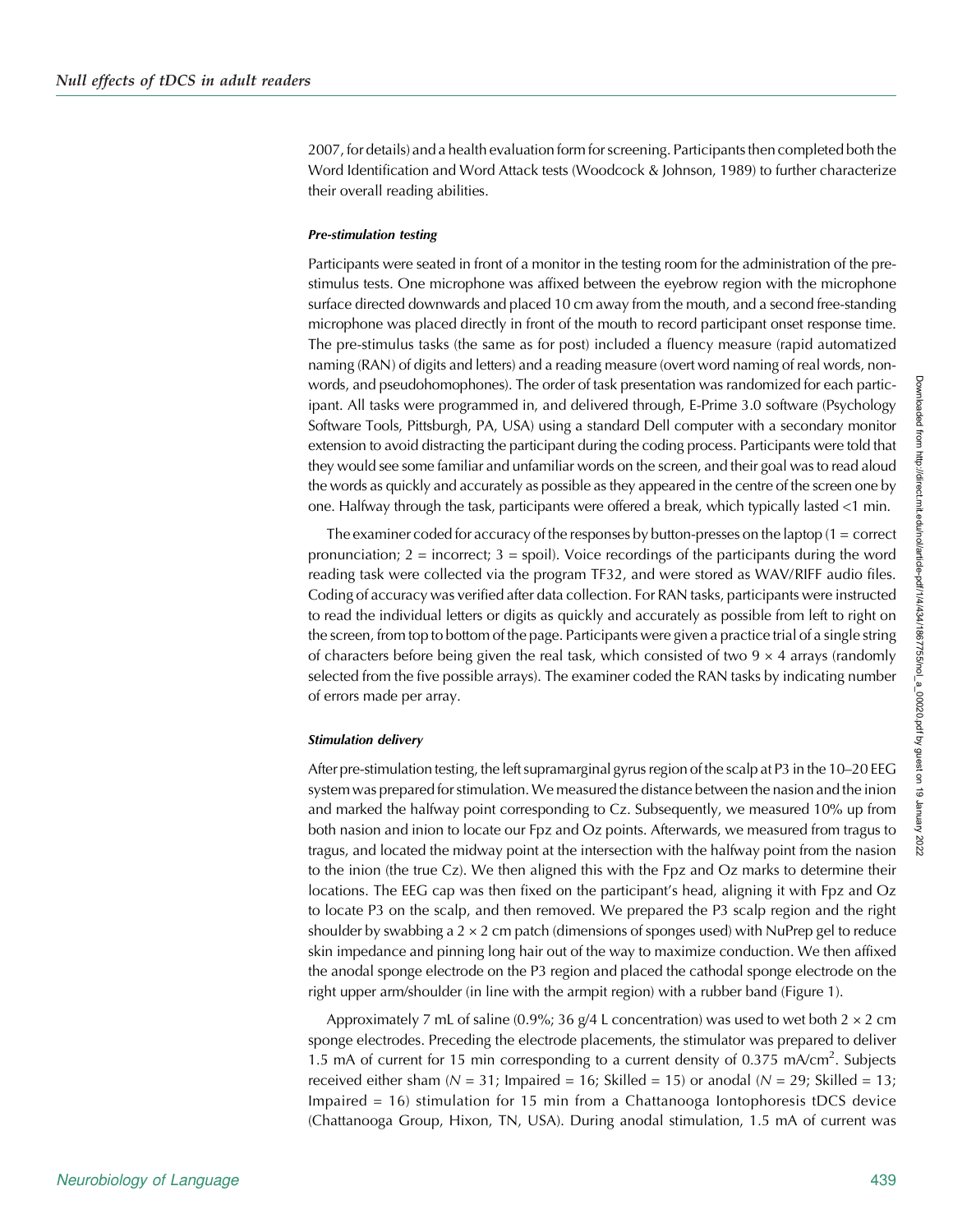2007, for details) and a health evaluation form for screening. Participants then completed both the Word Identification and Word Attack tests (Woodcock & Johnson, 1989) to further characterize their overall reading abilities.

#### *Pre-stimulation testing*

Participants were seated in front of a monitor in the testing room for the administration of the pre-stimulus tests. One microphone was affixed between the eyebrow region with the microphone surface directed downwards and placed 10 cm away from the mouth, and a second free-standing microphone was placed directly in front of the mouth to record participant onset response time. The pre-stimulus tasks (the same as for post) included a fluency measure (rapid automatized naming (RAN) of digits and letters) and a reading measure (overt word naming of real words, non-words, and pseudohomophones). The order of task presentation was randomized for each participant. All tasks were programmed in, and delivered through, E-Prime 3.0 software (Psychology Software Tools, Pittsburgh, PA, USA) using a standard Dell computer with a secondary monitor extension to avoid distracting the participant during the coding process. Participants were told that they would see some familiar and unfamiliar words on the screen, and their goal was to read aloud the words as quickly and accurately as possible as they appeared in the centre of the screen one by one. Halfway through the task, participants were offered a break, which typically lasted <1 min.

The examiner coded for accuracy of the responses by button-presses on the laptop (1 = correct pronunciation; 2 = incorrect; 3 = spoil). Voice recordings of the participants during the word reading task were collected via the program TF32, and were stored as WAV/RIFF audio files. Coding of accuracy was verified after data collection. For RAN tasks, participants were instructed to read the individual letters or digits as quickly and accurately as possible from left to right on the screen, from top to bottom of the page. Participants were given a practice trial of a single string of characters before being given the real task, which consisted of two 9 × 4 arrays (randomly selected from the five possible arrays). The examiner coded the RAN tasks by indicating number of errors made per array.

#### *Stimulation delivery*

After pre-stimulation testing, the left supramarginal gyrus region of the scalp at P3 in the 10–20 EEG system was prepared for stimulation. We measured the distance between the nasion and the inion and marked the halfway point corresponding to Cz. Subsequently, we measured 10% up from both nasion and inion to locate our Fpz and Oz points. Afterwards, we measured from tragus to tragus, and located the midway point at the intersection with the halfway point from the nasion to the inion (the true Cz). We then aligned this with the Fpz and Oz marks to determine their locations. The EEG cap was then fixed on the participant's head, aligning it with Fpz and Oz to locate P3 on the scalp, and then removed. We prepared the P3 scalp region and the right shoulder by swabbing a 2 × 2 cm patch (dimensions of sponges used) with NuPrep gel to reduce skin impedance and pinning long hair out of the way to maximize conduction. We then affixed the anodal sponge electrode on the P3 region and placed the cathodal sponge electrode on the right upper arm/shoulder (in line with the armpit region) with a rubber band (Figure 1).

Approximately 7 mL of saline (0.9%; 36 g/4 L concentration) was used to wet both 2 × 2 cm sponge electrodes. Preceding the electrode placements, the stimulator was prepared to deliver 1.5 mA of current for 15 min corresponding to a current density of 0.375 mA/cm$^2$. Subjects received either sham ($N$ = 31; Impaired = 16; Skilled = 15) or anodal ($N$ = 29; Skilled = 13; Impaired = 16) stimulation for 15 min from a Chattanooga Iontophoresis tDCS device (Chattanooga Group, Hixon, TN, USA). During anodal stimulation, 1.5 mA of current was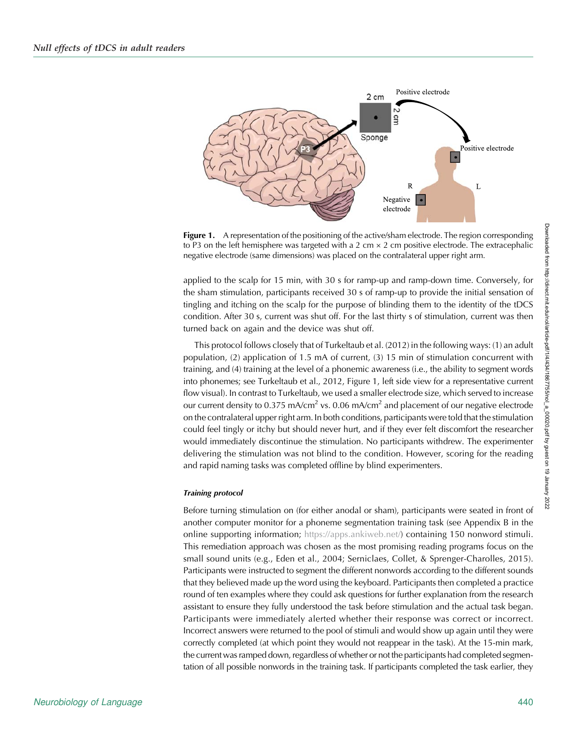**Figure 1.** A representation of the positioning of the active/sham electrode. The region corresponding to P3 on the left hemisphere was targeted with a 2 cm × 2 cm positive electrode. The extracephalic negative electrode (same dimensions) was placed on the contralateral upper right arm.

applied to the scalp for 15 min, with 30 s for ramp-up and ramp-down time. Conversely, for the sham stimulation, participants received 30 s of ramp-up to provide the initial sensation of tingling and itching on the scalp for the purpose of blinding them to the identity of the tDCS condition. After 30 s, current was shut off. For the last thirty s of stimulation, current was then turned back on again and the device was shut off.

This protocol follows closely that of Turkeltaub et al. (2012) in the following ways: (1) an adult population, (2) application of 1.5 mA of current, (3) 15 min of stimulation concurrent with training, and (4) training at the level of a phonemic awareness (i.e., the ability to segment words into phonemes; see Turkeltaub et al., 2012, Figure 1, left side view for a representative current flow visual). In contrast to Turkeltaub, we used a smaller electrode size, which served to increase our current density to 0.375 mA/cm$^2$ vs. 0.06 mA/cm$^2$ and placement of our negative electrode on the contralateral upper right arm. In both conditions, participants were told that the stimulation could feel tingly or itchy but should never hurt, and if they ever felt discomfort the researcher would immediately discontinue the stimulation. No participants withdrew. The experimenter delivering the stimulation was not blind to the condition. However, scoring for the reading and rapid naming tasks was completed offline by blind experimenters.

#### *Training protocol*

Before turning stimulation on (for either anodal or sham), participants were seated in front of another computer monitor for a phoneme segmentation training task (see Appendix B in the online supporting information; https://apps.ankiweb.net/) containing 150 nonword stimuli. This remediation approach was chosen as the most promising reading programs focus on the small sound units (e.g., Eden et al., 2004; Serniclaes, Collet, & Sprenger-Charolles, 2015). Participants were instructed to segment the different nonwords according to the different sounds that they believed made up the word using the keyboard. Participants then completed a practice round of ten examples where they could ask questions for further explanation from the research assistant to ensure they fully understood the task before stimulation and the actual task began. Participants were immediately alerted whether their response was correct or incorrect. Incorrect answers were returned to the pool of stimuli and would show up again until they were correctly completed (at which point they would not reappear in the task). At the 15-min mark, the current was ramped down, regardless of whether or not the participants had completed segmentation of all possible nonwords in the training task. If participants completed the task earlier, they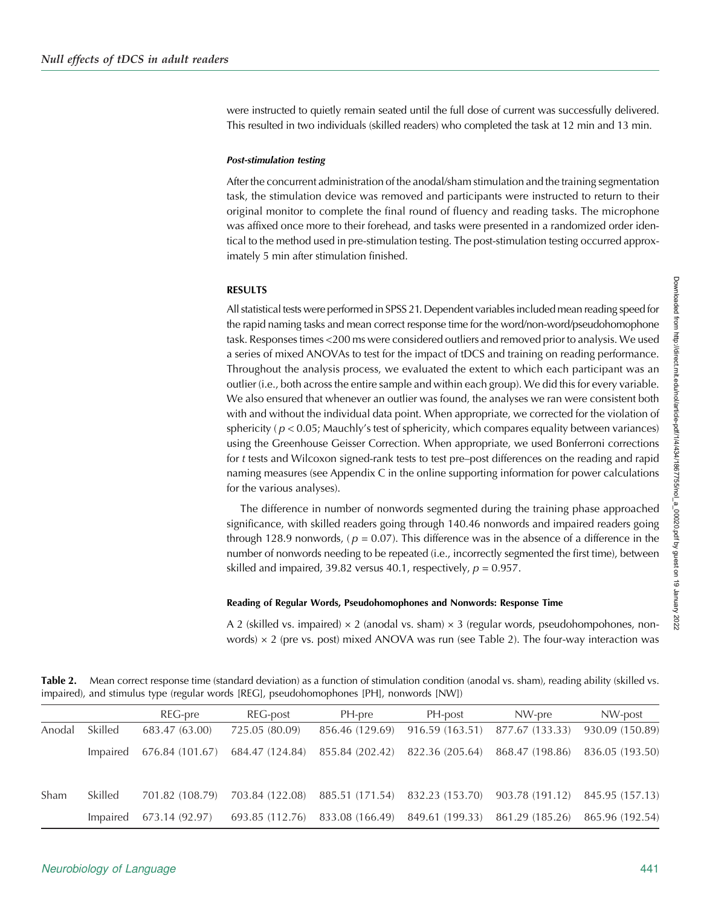were instructed to quietly remain seated until the full dose of current was successfully delivered. This resulted in two individuals (skilled readers) who completed the task at 12 min and 13 min.

#### *Post-stimulation testing*

After the concurrent administration of the anodal/sham stimulation and the training segmentation task, the stimulation device was removed and participants were instructed to return to their original monitor to complete the final round of fluency and reading tasks. The microphone was affixed once more to their forehead, and tasks were presented in a randomized order identical to the method used in pre-stimulation testing. The post-stimulation testing occurred approximately 5 min after stimulation finished.

## RESULTS

All statistical tests were performed in SPSS 21. Dependent variables included mean reading speed for the rapid naming tasks and mean correct response time for the word/non-word/pseudohomophone task. Responses times <200 ms were considered outliers and removed prior to analysis. We used a series of mixed ANOVAs to test for the impact of tDCS and training on reading performance. Throughout the analysis process, we evaluated the extent to which each participant was an outlier (i.e., both across the entire sample and within each group). We did this for every variable. We also ensured that whenever an outlier was found, the analyses we ran were consistent both with and without the individual data point. When appropriate, we corrected for the violation of sphericity ( $p < 0.05$; Mauchly's test of sphericity, which compares equality between variances) using the Greenhouse Geisser Correction. When appropriate, we used Bonferroni corrections for *t* tests and Wilcoxon signed-rank tests to test pre–post differences on the reading and rapid naming measures (see Appendix C in the online supporting information for power calculations for the various analyses).

The difference in number of nonwords segmented during the training phase approached significance, with skilled readers going through 140.46 nonwords and impaired readers going through 128.9 nonwords, ( $p = 0.07$). This difference was in the absence of a difference in the number of nonwords needing to be repeated (i.e., incorrectly segmented the first time), between skilled and impaired, 39.82 versus 40.1, respectively, $p = 0.957$.

### Reading of Regular Words, Pseudohomophones and Nonwords: Response Time

A 2 (skilled vs. impaired) × 2 (anodal vs. sham) × 3 (regular words, pseudohompohones, nonwords) × 2 (pre vs. post) mixed ANOVA was run (see Table 2). The four-way interaction was

**Table 2.** Mean correct response time (standard deviation) as a function of stimulation condition (anodal vs. sham), reading ability (skilled vs. impaired), and stimulus type (regular words [REG], pseudohomophones [PH], nonwords [NW])

| | | REG-pre | REG-post | PH-pre | PH-post | NW-pre | NW-post |
|---|---|---|---|---|---|---|---|
| Anodal | Skilled | 683.47 (63.00) | 725.05 (80.09) | 856.46 (129.69) | 916.59 (163.51) | 877.67 (133.33) | 930.09 (150.89) |
| | Impaired | 676.84 (101.67) | 684.47 (124.84) | 855.84 (202.42) | 822.36 (205.64) | 868.47 (198.86) | 836.05 (193.50) |
| Sham | Skilled | 701.82 (108.79) | 703.84 (122.08) | 885.51 (171.54) | 832.23 (153.70) | 903.78 (191.12) | 845.95 (157.13) |
| | Impaired | 673.14 (92.97) | 693.85 (112.76) | 833.08 (166.49) | 849.61 (199.33) | 861.29 (185.26) | 865.96 (192.54) |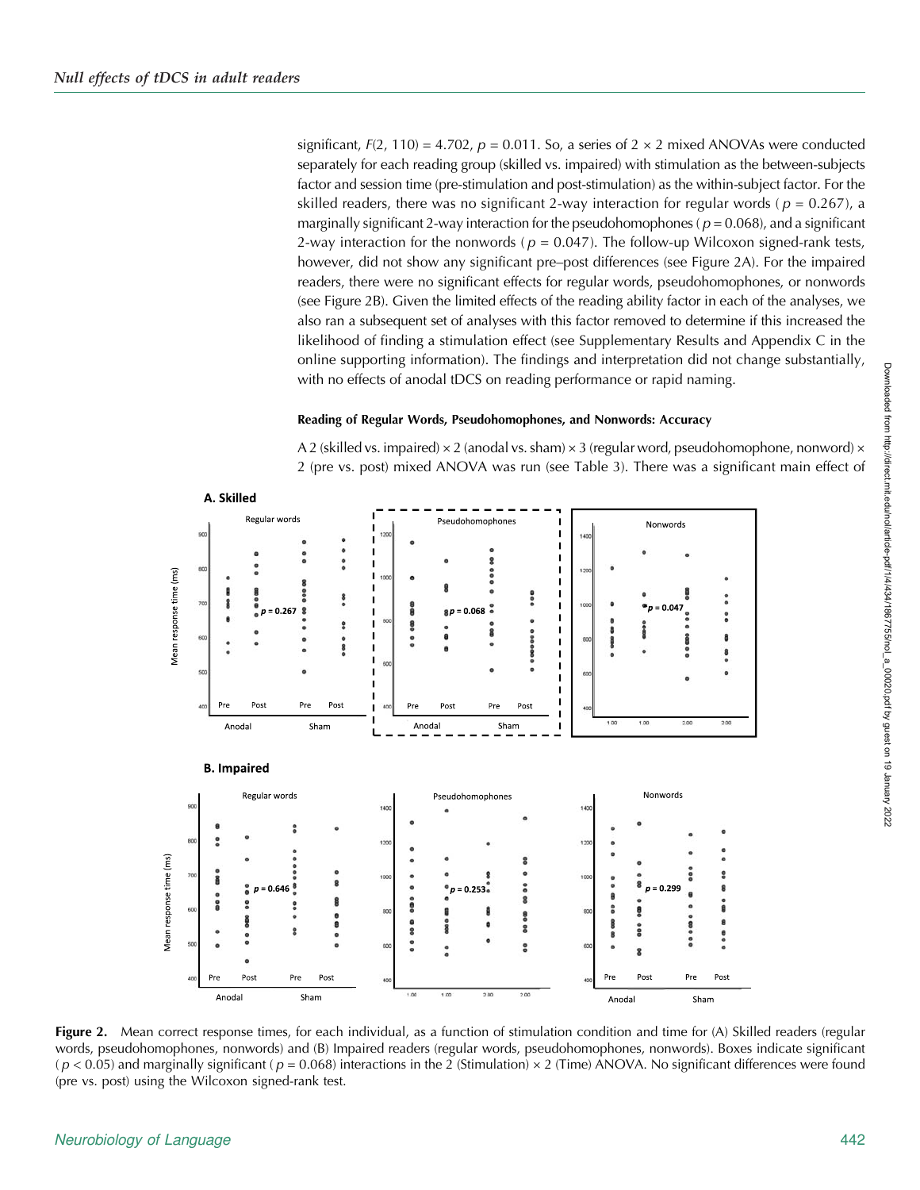significant, $F(2, 110) = 4.702$, $p = 0.011$. So, a series of 2 × 2 mixed ANOVAs were conducted separately for each reading group (skilled vs. impaired) with stimulation as the between-subjects factor and session time (pre-stimulation and post-stimulation) as the within-subject factor. For the skilled readers, there was no significant 2-way interaction for regular words ($p = 0.267$), a marginally significant 2-way interaction for the pseudohomophones ($p = 0.068$), and a significant 2-way interaction for the nonwords ($p = 0.047$). The follow-up Wilcoxon signed-rank tests, however, did not show any significant pre–post differences (see Figure 2A). For the impaired readers, there were no significant effects for regular words, pseudohomophones, or nonwords (see Figure 2B). Given the limited effects of the reading ability factor in each of the analyses, we also ran a subsequent set of analyses with this factor removed to determine if this increased the likelihood of finding a stimulation effect (see Supplementary Results and Appendix C in the online supporting information). The findings and interpretation did not change substantially, with no effects of anodal tDCS on reading performance or rapid naming.

### Reading of Regular Words, Pseudohomophones, and Nonwords: Accuracy

A 2 (skilled vs. impaired) × 2 (anodal vs. sham) × 3 (regular word, pseudohomophone, nonword) × 2 (pre vs. post) mixed ANOVA was run (see Table 3). There was a significant main effect of

**Figure 2.** Mean correct response times, for each individual, as a function of stimulation condition and time for (A) Skilled readers (regular words, pseudohomophones, nonwords) and (B) Impaired readers (regular words, pseudohomophones, nonwords). Boxes indicate significant ($p < 0.05$) and marginally significant ($p = 0.068$) interactions in the 2 (Stimulation) × 2 (Time) ANOVA. No significant differences were found (pre vs. post) using the Wilcoxon signed-rank test.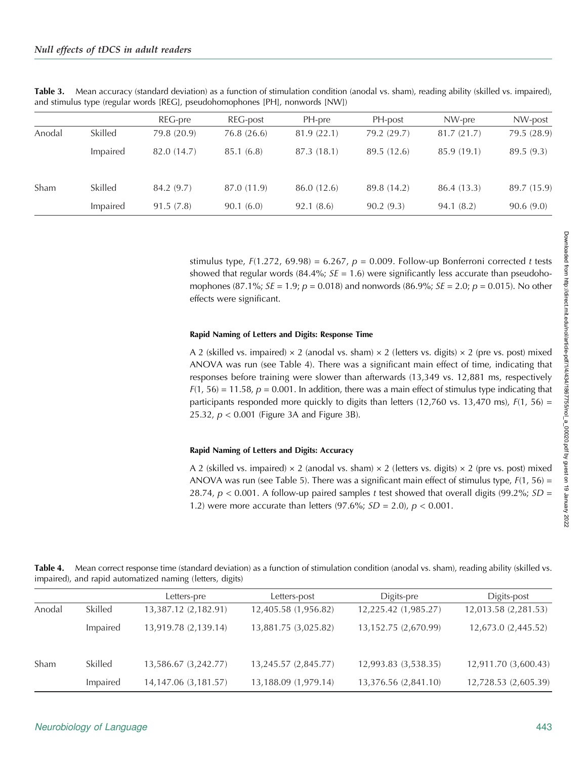**Table 3.** Mean accuracy (standard deviation) as a function of stimulation condition (anodal vs. sham), reading ability (skilled vs. impaired), and stimulus type (regular words [REG], pseudohomophones [PH], nonwords [NW])

| | | REG-pre | REG-post | PH-pre | PH-post | NW-pre | NW-post |
|---|---|---|---|---|---|---|---|
| Anodal | Skilled | 79.8 (20.9) | 76.8 (26.6) | 81.9 (22.1) | 79.2 (29.7) | 81.7 (21.7) | 79.5 (28.9) |
| | Impaired | 82.0 (14.7) | 85.1 (6.8) | 87.3 (18.1) | 89.5 (12.6) | 85.9 (19.1) | 89.5 (9.3) |
| Sham | Skilled | 84.2 (9.7) | 87.0 (11.9) | 86.0 (12.6) | 89.8 (14.2) | 86.4 (13.3) | 89.7 (15.9) |
| | Impaired | 91.5 (7.8) | 90.1 (6.0) | 92.1 (8.6) | 90.2 (9.3) | 94.1 (8.2) | 90.6 (9.0) |

stimulus type, $F(1.272, 69.98) = 6.267$, $p = 0.009$. Follow-up Bonferroni corrected $t$ tests showed that regular words (84.4%; $SE = 1.6$) were significantly less accurate than pseudohomophones (87.1%; $SE = 1.9$; $p = 0.018$) and nonwords (86.9%; $SE = 2.0$; $p = 0.015$). No other effects were significant.

#### Rapid Naming of Letters and Digits: Response Time

A 2 (skilled vs. impaired) × 2 (anodal vs. sham) × 2 (letters vs. digits) × 2 (pre vs. post) mixed ANOVA was run (see Table 4). There was a significant main effect of time, indicating that responses before training were slower than afterwards (13,349 vs. 12,881 ms, respectively $F(1, 56) = 11.58$, $p = 0.001$. In addition, there was a main effect of stimulus type indicating that participants responded more quickly to digits than letters (12,760 vs. 13,470 ms), $F(1, 56) = 25.32$, $p < 0.001$ (Figure 3A and Figure 3B).

#### Rapid Naming of Letters and Digits: Accuracy

A 2 (skilled vs. impaired) × 2 (anodal vs. sham) × 2 (letters vs. digits) × 2 (pre vs. post) mixed ANOVA was run (see Table 5). There was a significant main effect of stimulus type, $F(1, 56) = 28.74$, $p < 0.001$. A follow-up paired samples $t$ test showed that overall digits (99.2%; $SD = 1.2$) were more accurate than letters (97.6%; $SD = 2.0$), $p < 0.001$.

**Table 4.** Mean correct response time (standard deviation) as a function of stimulation condition (anodal vs. sham), reading ability (skilled vs. impaired), and rapid automatized naming (letters, digits)

| | | Letters-pre | Letters-post | Digits-pre | Digits-post |
|---|---|---|---|---|---|
| Anodal | Skilled | 13,387.12 (2,182.91) | 12,405.58 (1,956.82) | 12,225.42 (1,985.27) | 12,013.58 (2,281.53) |
| | Impaired | 13,919.78 (2,139.14) | 13,881.75 (3,025.82) | 13,152.75 (2,670.99) | 12,673.0 (2,445.52) |
| Sham | Skilled | 13,586.67 (3,242.77) | 13,245.57 (2,845.77) | 12,993.83 (3,538.35) | 12,911.70 (3,600.43) |
| | Impaired | 14,147.06 (3,181.57) | 13,188.09 (1,979.14) | 13,376.56 (2,841.10) | 12,728.53 (2,605.39) |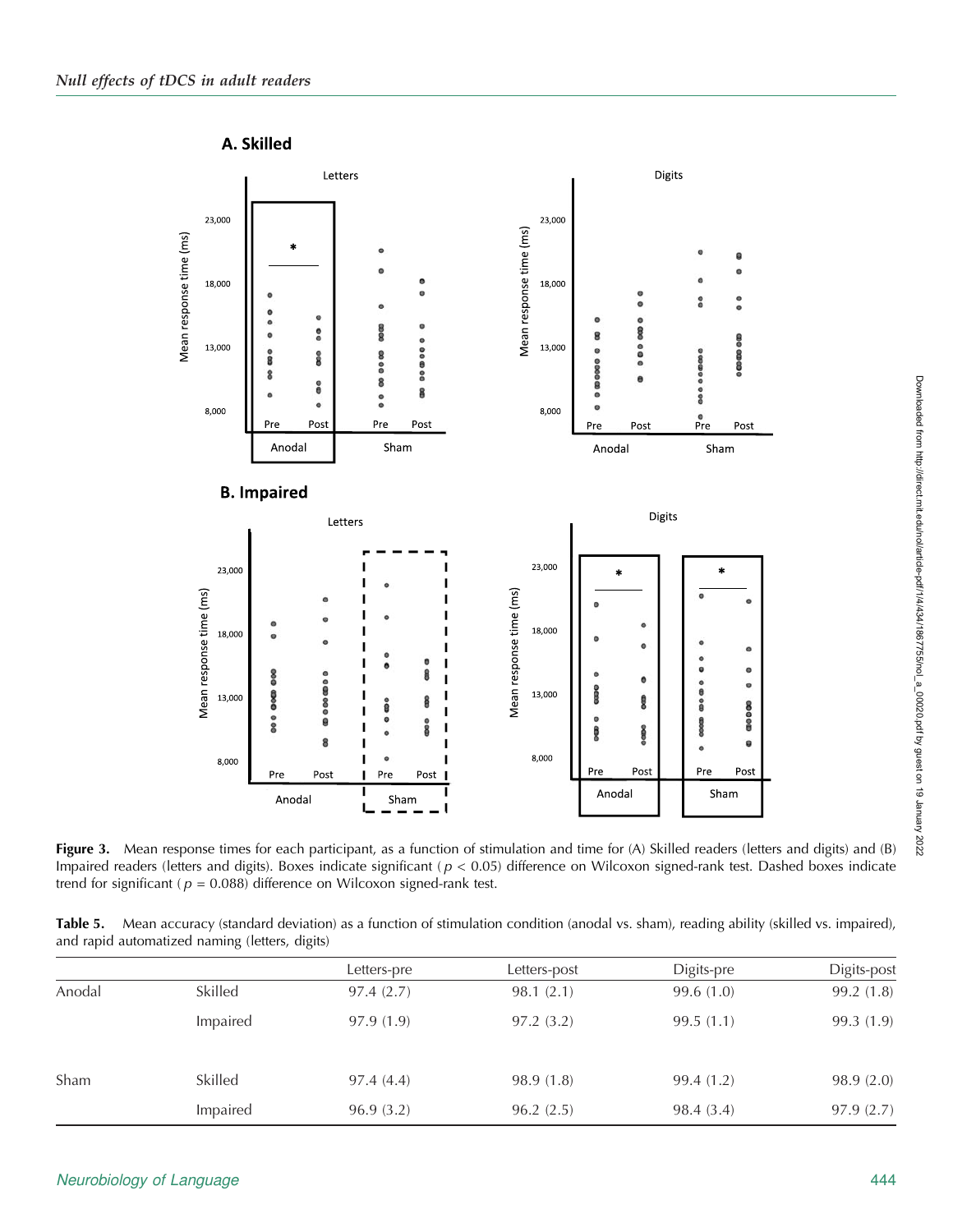**Figure 3.** Mean response times for each participant, as a function of stimulation and time for (A) Skilled readers (letters and digits) and (B) Impaired readers (letters and digits). Boxes indicate significant ($p < 0.05$) difference on Wilcoxon signed-rank test. Dashed boxes indicate trend for significant ($p = 0.088$) difference on Wilcoxon signed-rank test.

**Table 5.** Mean accuracy (standard deviation) as a function of stimulation condition (anodal vs. sham), reading ability (skilled vs. impaired), and rapid automatized naming (letters, digits)

| | | Letters-pre | Letters-post | Digits-pre | Digits-post |
|---|---|---|---|---|---|
| Anodal | Skilled | 97.4 (2.7) | 98.1 (2.1) | 99.6 (1.0) | 99.2 (1.8) |
| | Impaired | 97.9 (1.9) | 97.2 (3.2) | 99.5 (1.1) | 99.3 (1.9) |
| Sham | Skilled | 97.4 (4.4) | 98.9 (1.8) | 99.4 (1.2) | 98.9 (2.0) |
| | Impaired | 96.9 (3.2) | 96.2 (2.5) | 98.4 (3.4) | 97.9 (2.7) |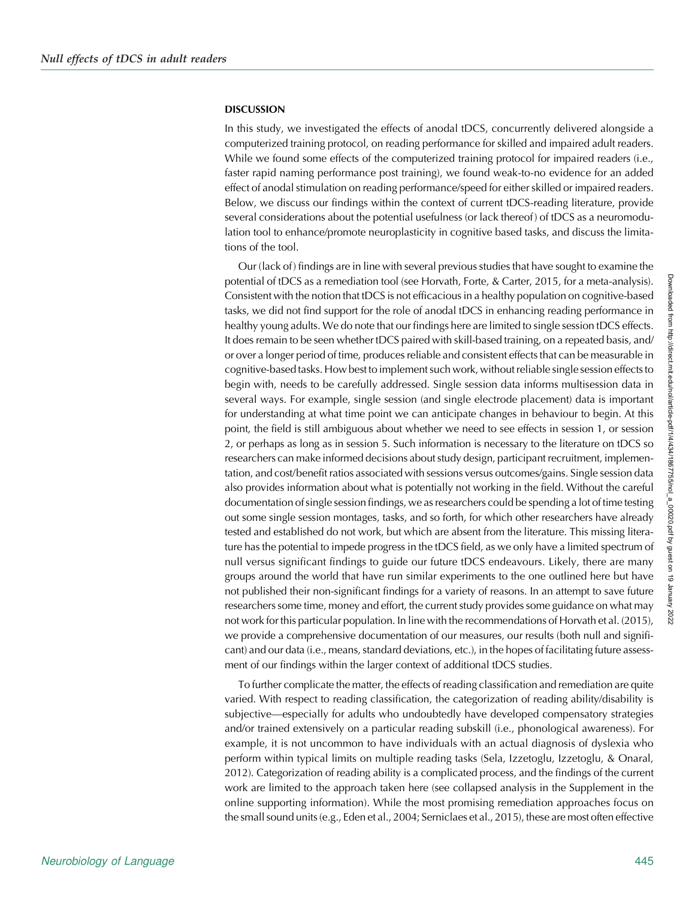## DISCUSSION

In this study, we investigated the effects of anodal tDCS, concurrently delivered alongside a computerized training protocol, on reading performance for skilled and impaired adult readers. While we found some effects of the computerized training protocol for impaired readers (i.e., faster rapid naming performance post training), we found weak-to-no evidence for an added effect of anodal stimulation on reading performance/speed for either skilled or impaired readers. Below, we discuss our findings within the context of current tDCS-reading literature, provide several considerations about the potential usefulness (or lack thereof) of tDCS as a neuromodulation tool to enhance/promote neuroplasticity in cognitive based tasks, and discuss the limitations of the tool.

Our (lack of) findings are in line with several previous studies that have sought to examine the potential of tDCS as a remediation tool (see Horvath, Forte, & Carter, 2015, for a meta-analysis). Consistent with the notion that tDCS is not efficacious in a healthy population on cognitive-based tasks, we did not find support for the role of anodal tDCS in enhancing reading performance in healthy young adults. We do note that our findings here are limited to single session tDCS effects. It does remain to be seen whether tDCS paired with skill-based training, on a repeated basis, and/or over a longer period of time, produces reliable and consistent effects that can be measurable in cognitive-based tasks. How best to implement such work, without reliable single session effects to begin with, needs to be carefully addressed. Single session data informs multisession data in several ways. For example, single session (and single electrode placement) data is important for understanding at what time point we can anticipate changes in behaviour to begin. At this point, the field is still ambiguous about whether we need to see effects in session 1, or session 2, or perhaps as long as in session 5. Such information is necessary to the literature on tDCS so researchers can make informed decisions about study design, participant recruitment, implementation, and cost/benefit ratios associated with sessions versus outcomes/gains. Single session data also provides information about what is potentially not working in the field. Without the careful documentation of single session findings, we as researchers could be spending a lot of time testing out some single session montages, tasks, and so forth, for which other researchers have already tested and established do not work, but which are absent from the literature. This missing literature has the potential to impede progress in the tDCS field, as we only have a limited spectrum of null versus significant findings to guide our future tDCS endeavours. Likely, there are many groups around the world that have run similar experiments to the one outlined here but have not published their non-significant findings for a variety of reasons. In an attempt to save future researchers some time, money and effort, the current study provides some guidance on what may not work for this particular population. In line with the recommendations of Horvath et al. (2015), we provide a comprehensive documentation of our measures, our results (both null and significant) and our data (i.e., means, standard deviations, etc.), in the hopes of facilitating future assessment of our findings within the larger context of additional tDCS studies.

To further complicate the matter, the effects of reading classification and remediation are quite varied. With respect to reading classification, the categorization of reading ability/disability is subjective—especially for adults who undoubtedly have developed compensatory strategies and/or trained extensively on a particular reading subskill (i.e., phonological awareness). For example, it is not uncommon to have individuals with an actual diagnosis of dyslexia who perform within typical limits on multiple reading tasks (Sela, Izzetoglu, Izzetoglu, & Onaral, 2012). Categorization of reading ability is a complicated process, and the findings of the current work are limited to the approach taken here (see collapsed analysis in the Supplement in the online supporting information). While the most promising remediation approaches focus on the small sound units (e.g., Eden et al., 2004; Serniclaes et al., 2015), these are most often effective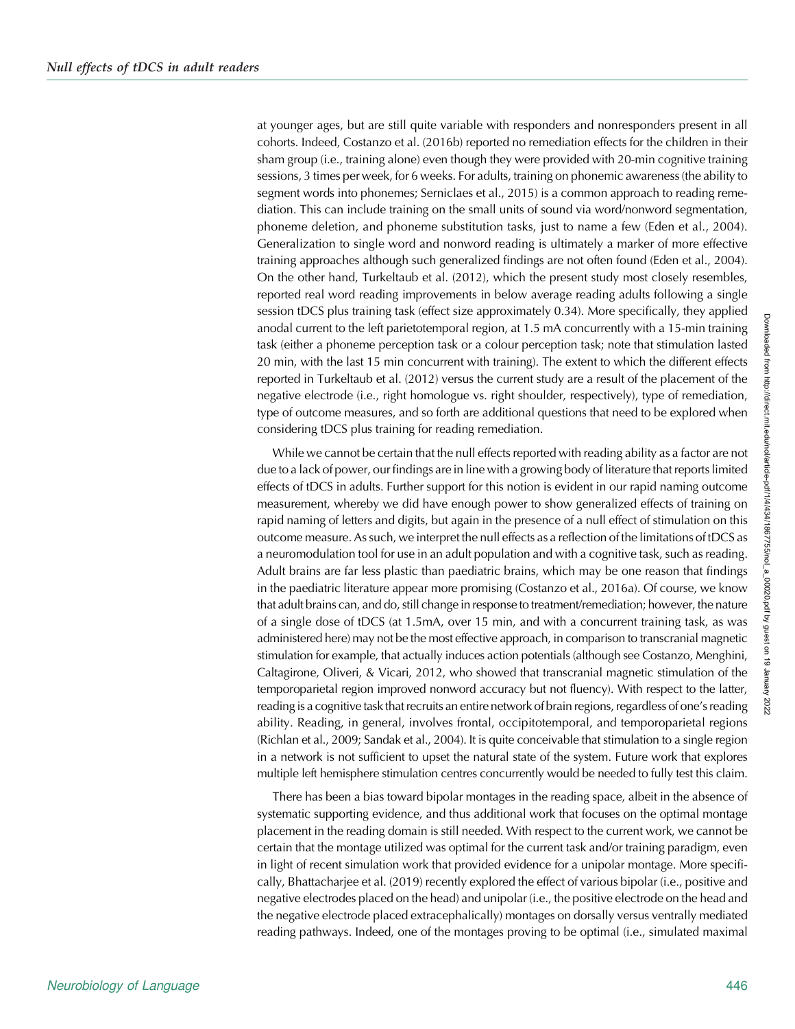at younger ages, but are still quite variable with responders and nonresponders present in all cohorts. Indeed, Costanzo et al. (2016b) reported no remediation effects for the children in their sham group (i.e., training alone) even though they were provided with 20-min cognitive training sessions, 3 times per week, for 6 weeks. For adults, training on phonemic awareness (the ability to segment words into phonemes; Serniclaes et al., 2015) is a common approach to reading remediation. This can include training on the small units of sound via word/nonword segmentation, phoneme deletion, and phoneme substitution tasks, just to name a few (Eden et al., 2004). Generalization to single word and nonword reading is ultimately a marker of more effective training approaches although such generalized findings are not often found (Eden et al., 2004). On the other hand, Turkeltaub et al. (2012), which the present study most closely resembles, reported real word reading improvements in below average reading adults following a single session tDCS plus training task (effect size approximately 0.34). More specifically, they applied anodal current to the left parietotemporal region, at 1.5 mA concurrently with a 15-min training task (either a phoneme perception task or a colour perception task; note that stimulation lasted 20 min, with the last 15 min concurrent with training). The extent to which the different effects reported in Turkeltaub et al. (2012) versus the current study are a result of the placement of the negative electrode (i.e., right homologue vs. right shoulder, respectively), type of remediation, type of outcome measures, and so forth are additional questions that need to be explored when considering tDCS plus training for reading remediation.

While we cannot be certain that the null effects reported with reading ability as a factor are not due to a lack of power, our findings are in line with a growing body of literature that reports limited effects of tDCS in adults. Further support for this notion is evident in our rapid naming outcome measurement, whereby we did have enough power to show generalized effects of training on rapid naming of letters and digits, but again in the presence of a null effect of stimulation on this outcome measure. As such, we interpret the null effects as a reflection of the limitations of tDCS as a neuromodulation tool for use in an adult population and with a cognitive task, such as reading. Adult brains are far less plastic than paediatric brains, which may be one reason that findings in the paediatric literature appear more promising (Costanzo et al., 2016a). Of course, we know that adult brains can, and do, still change in response to treatment/remediation; however, the nature of a single dose of tDCS (at 1.5mA, over 15 min, and with a concurrent training task, as was administered here) may not be the most effective approach, in comparison to transcranial magnetic stimulation for example, that actually induces action potentials (although see Costanzo, Menghini, Caltagirone, Oliveri, & Vicari, 2012, who showed that transcranial magnetic stimulation of the temporoparietal region improved nonword accuracy but not fluency). With respect to the latter, reading is a cognitive task that recruits an entire network of brain regions, regardless of one's reading ability. Reading, in general, involves frontal, occipitotemporal, and temporoparietal regions (Richlan et al., 2009; Sandak et al., 2004). It is quite conceivable that stimulation to a single region in a network is not sufficient to upset the natural state of the system. Future work that explores multiple left hemisphere stimulation centres concurrently would be needed to fully test this claim.

There has been a bias toward bipolar montages in the reading space, albeit in the absence of systematic supporting evidence, and thus additional work that focuses on the optimal montage placement in the reading domain is still needed. With respect to the current work, we cannot be certain that the montage utilized was optimal for the current task and/or training paradigm, even in light of recent simulation work that provided evidence for a unipolar montage. More specifically, Bhattacharjee et al. (2019) recently explored the effect of various bipolar (i.e., positive and negative electrodes placed on the head) and unipolar (i.e., the positive electrode on the head and the negative electrode placed extracephalically) montages on dorsally versus ventrally mediated reading pathways. Indeed, one of the montages proving to be optimal (i.e., simulated maximal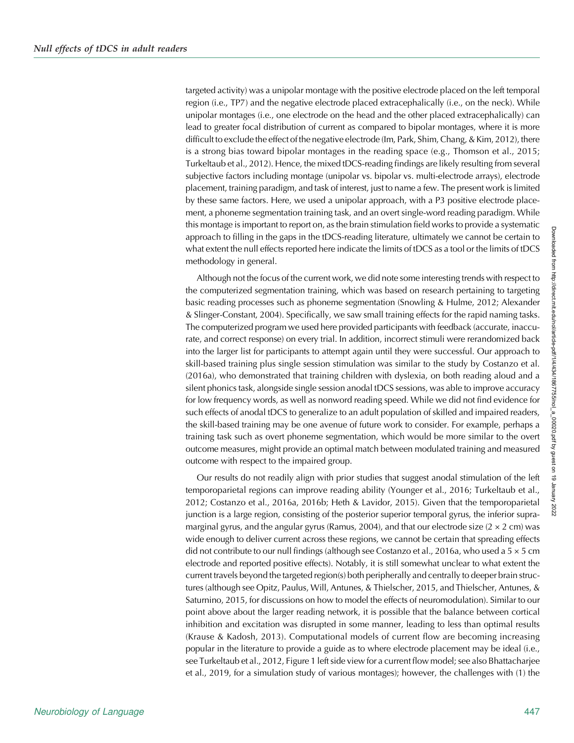targeted activity) was a unipolar montage with the positive electrode placed on the left temporal region (i.e., TP7) and the negative electrode placed extracephalically (i.e., on the neck). While unipolar montages (i.e., one electrode on the head and the other placed extracephalically) can lead to greater focal distribution of current as compared to bipolar montages, where it is more difficult to exclude the effect of the negative electrode (Im, Park, Shim, Chang, & Kim, 2012), there is a strong bias toward bipolar montages in the reading space (e.g., Thomson et al., 2015; Turkeltaub et al., 2012). Hence, the mixed tDCS-reading findings are likely resulting from several subjective factors including montage (unipolar vs. bipolar vs. multi-electrode arrays), electrode placement, training paradigm, and task of interest, just to name a few. The present work is limited by these same factors. Here, we used a unipolar approach, with a P3 positive electrode placement, a phoneme segmentation training task, and an overt single-word reading paradigm. While this montage is important to report on, as the brain stimulation field works to provide a systematic approach to filling in the gaps in the tDCS-reading literature, ultimately we cannot be certain to what extent the null effects reported here indicate the limits of tDCS as a tool or the limits of tDCS methodology in general.

Although not the focus of the current work, we did note some interesting trends with respect to the computerized segmentation training, which was based on research pertaining to targeting basic reading processes such as phoneme segmentation (Snowling & Hulme, 2012; Alexander & Slinger-Constant, 2004). Specifically, we saw small training effects for the rapid naming tasks. The computerized program we used here provided participants with feedback (accurate, inaccurate, and correct response) on every trial. In addition, incorrect stimuli were rerandomized back into the larger list for participants to attempt again until they were successful. Our approach to skill-based training plus single session stimulation was similar to the study by Costanzo et al. (2016a), who demonstrated that training children with dyslexia, on both reading aloud and a silent phonics task, alongside single session anodal tDCS sessions, was able to improve accuracy for low frequency words, as well as nonword reading speed. While we did not find evidence for such effects of anodal tDCS to generalize to an adult population of skilled and impaired readers, the skill-based training may be one avenue of future work to consider. For example, perhaps a training task such as overt phoneme segmentation, which would be more similar to the overt outcome measures, might provide an optimal match between modulated training and measured outcome with respect to the impaired group.

Our results do not readily align with prior studies that suggest anodal stimulation of the left temporoparietal regions can improve reading ability (Younger et al., 2016; Turkeltaub et al., 2012; Costanzo et al., 2016a, 2016b; Heth & Lavidor, 2015). Given that the temporoparietal junction is a large region, consisting of the posterior superior temporal gyrus, the inferior supramarginal gyrus, and the angular gyrus (Ramus, 2004), and that our electrode size (2 × 2 cm) was wide enough to deliver current across these regions, we cannot be certain that spreading effects did not contribute to our null findings (although see Costanzo et al., 2016a, who used a 5 × 5 cm electrode and reported positive effects). Notably, it is still somewhat unclear to what extent the current travels beyond the targeted region(s) both peripherally and centrally to deeper brain structures (although see Opitz, Paulus, Will, Antunes, & Thielscher, 2015, and Thielscher, Antunes, & Saturnino, 2015, for discussions on how to model the effects of neuromodulation). Similar to our point above about the larger reading network, it is possible that the balance between cortical inhibition and excitation was disrupted in some manner, leading to less than optimal results (Krause & Kadosh, 2013). Computational models of current flow are becoming increasing popular in the literature to provide a guide as to where electrode placement may be ideal (i.e., see Turkeltaub et al., 2012, Figure 1 left side view for a current flow model; see also Bhattacharjee et al., 2019, for a simulation study of various montages); however, the challenges with (1) the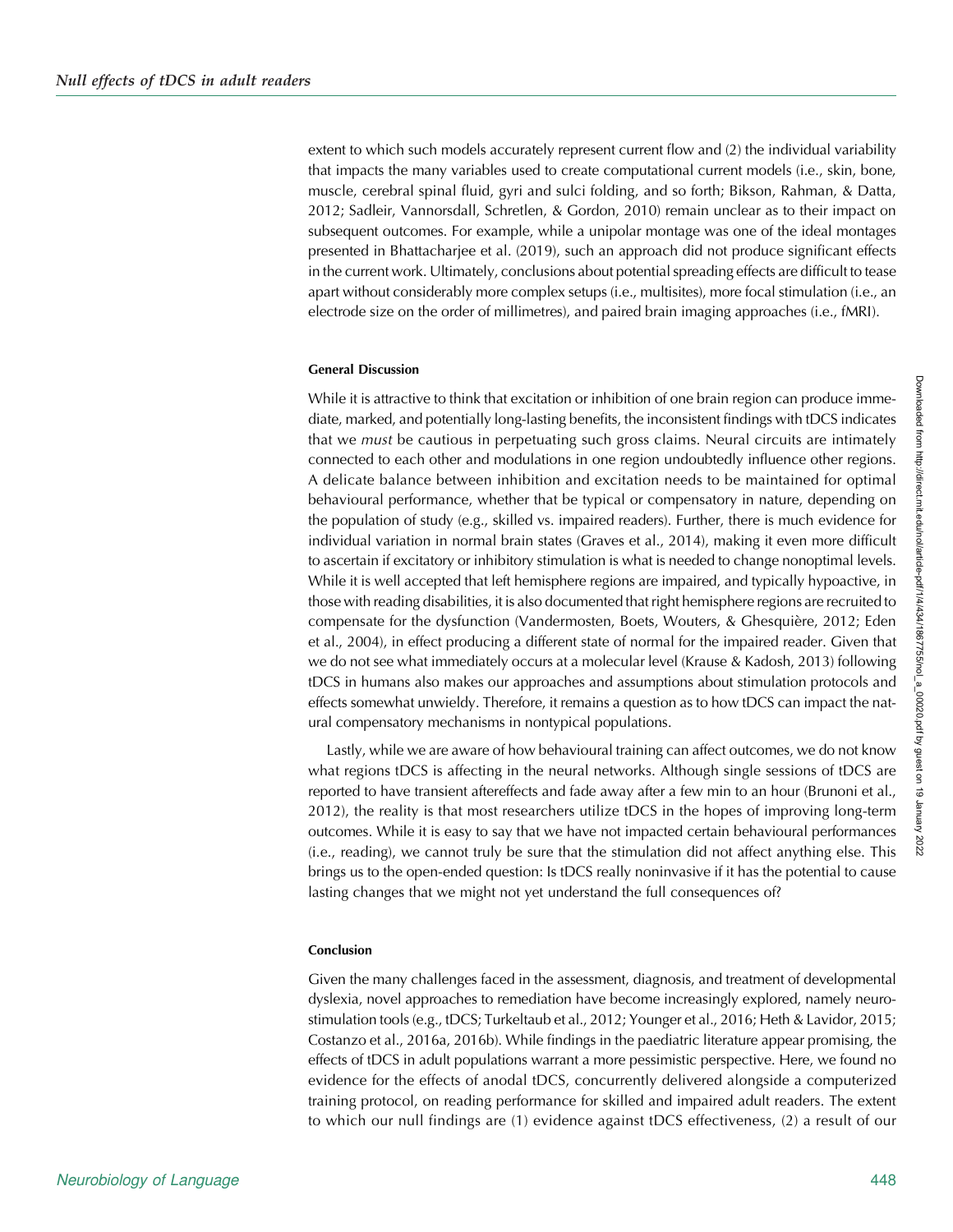extent to which such models accurately represent current flow and (2) the individual variability that impacts the many variables used to create computational current models (i.e., skin, bone, muscle, cerebral spinal fluid, gyri and sulci folding, and so forth; Bikson, Rahman, & Datta, 2012; Sadleir, Vannorsdall, Schretlen, & Gordon, 2010) remain unclear as to their impact on subsequent outcomes. For example, while a unipolar montage was one of the ideal montages presented in Bhattacharjee et al. (2019), such an approach did not produce significant effects in the current work. Ultimately, conclusions about potential spreading effects are difficult to tease apart without considerably more complex setups (i.e., multisites), more focal stimulation (i.e., an electrode size on the order of millimetres), and paired brain imaging approaches (i.e., fMRI).

#### General Discussion

While it is attractive to think that excitation or inhibition of one brain region can produce immediate, marked, and potentially long-lasting benefits, the inconsistent findings with tDCS indicates that we *must* be cautious in perpetuating such gross claims. Neural circuits are intimately connected to each other and modulations in one region undoubtedly influence other regions. A delicate balance between inhibition and excitation needs to be maintained for optimal behavioural performance, whether that be typical or compensatory in nature, depending on the population of study (e.g., skilled vs. impaired readers). Further, there is much evidence for individual variation in normal brain states (Graves et al., 2014), making it even more difficult to ascertain if excitatory or inhibitory stimulation is what is needed to change nonoptimal levels. While it is well accepted that left hemisphere regions are impaired, and typically hypoactive, in those with reading disabilities, it is also documented that right hemisphere regions are recruited to compensate for the dysfunction (Vandermosten, Boets, Wouters, & Ghesquière, 2012; Eden et al., 2004), in effect producing a different state of normal for the impaired reader. Given that we do not see what immediately occurs at a molecular level (Krause & Kadosh, 2013) following tDCS in humans also makes our approaches and assumptions about stimulation protocols and effects somewhat unwieldy. Therefore, it remains a question as to how tDCS can impact the natural compensatory mechanisms in nontypical populations.

Lastly, while we are aware of how behavioural training can affect outcomes, we do not know what regions tDCS is affecting in the neural networks. Although single sessions of tDCS are reported to have transient aftereffects and fade away after a few min to an hour (Brunoni et al., 2012), the reality is that most researchers utilize tDCS in the hopes of improving long-term outcomes. While it is easy to say that we have not impacted certain behavioural performances (i.e., reading), we cannot truly be sure that the stimulation did not affect anything else. This brings us to the open-ended question: Is tDCS really noninvasive if it has the potential to cause lasting changes that we might not yet understand the full consequences of?

#### Conclusion

Given the many challenges faced in the assessment, diagnosis, and treatment of developmental dyslexia, novel approaches to remediation have become increasingly explored, namely neurostimulation tools (e.g., tDCS; Turkeltaub et al., 2012; Younger et al., 2016; Heth & Lavidor, 2015; Costanzo et al., 2016a, 2016b). While findings in the paediatric literature appear promising, the effects of tDCS in adult populations warrant a more pessimistic perspective. Here, we found no evidence for the effects of anodal tDCS, concurrently delivered alongside a computerized training protocol, on reading performance for skilled and impaired adult readers. The extent to which our null findings are (1) evidence against tDCS effectiveness, (2) a result of our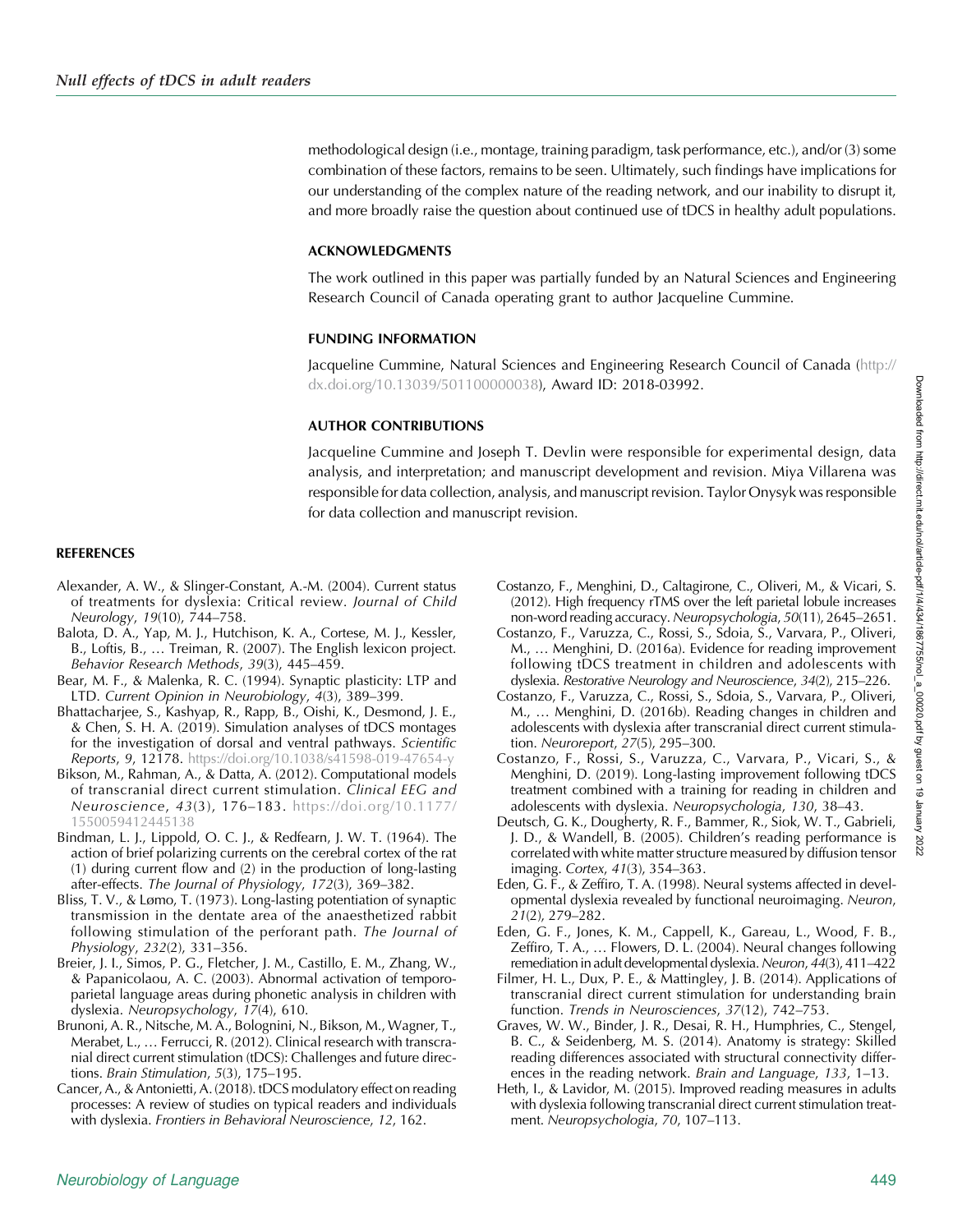methodological design (i.e., montage, training paradigm, task performance, etc.), and/or (3) some combination of these factors, remains to be seen. Ultimately, such findings have implications for our understanding of the complex nature of the reading network, and our inability to disrupt it, and more broadly raise the question about continued use of tDCS in healthy adult populations.

## ACKNOWLEDGMENTS

The work outlined in this paper was partially funded by an Natural Sciences and Engineering Research Council of Canada operating grant to author Jacqueline Cummine.

## FUNDING INFORMATION

Jacqueline Cummine, Natural Sciences and Engineering Research Council of Canada (http://dx.doi.org/10.13039/501100000038), Award ID: 2018-03992.

## AUTHOR CONTRIBUTIONS

Jacqueline Cummine and Joseph T. Devlin were responsible for experimental design, data analysis, and interpretation; and manuscript development and revision. Miya Villarena was responsible for data collection, analysis, and manuscript revision. Taylor Onysyk was responsible for data collection and manuscript revision.

## REFERENCES

Alexander, A. W., & Slinger-Constant, A.-M. (2004). Current status of treatments for dyslexia: Critical review. *Journal of Child Neurology*, *19*(10), 744–758.

Balota, D. A., Yap, M. J., Hutchison, K. A., Cortese, M. J., Kessler, B., Loftis, B., … Treiman, R. (2007). The English lexicon project. *Behavior Research Methods*, *39*(3), 445–459.

Bear, M. F., & Malenka, R. C. (1994). Synaptic plasticity: LTP and LTD. *Current Opinion in Neurobiology*, *4*(3), 389–399.

Bhattacharjee, S., Kashyap, R., Rapp, B., Oishi, K., Desmond, J. E., & Chen, S. H. A. (2019). Simulation analyses of tDCS montages for the investigation of dorsal and ventral pathways. *Scientific Reports*, *9*, 12178. https://doi.org/10.1038/s41598-019-47654-y

Bikson, M., Rahman, A., & Datta, A. (2012). Computational models of transcranial direct current stimulation. *Clinical EEG and Neuroscience*, *43*(3), 176–183. https://doi.org/10.1177/1550059412445138

Bindman, L. J., Lippold, O. C. J., & Redfearn, J. W. T. (1964). The action of brief polarizing currents on the cerebral cortex of the rat (1) during current flow and (2) in the production of long-lasting after-effects. *The Journal of Physiology*, *172*(3), 369–382.

Bliss, T. V., & Lømo, T. (1973). Long-lasting potentiation of synaptic transmission in the dentate area of the anaesthetized rabbit following stimulation of the perforant path. *The Journal of Physiology*, *232*(2), 331–356.

Breier, J. I., Simos, P. G., Fletcher, J. M., Castillo, E. M., Zhang, W., & Papanicolaou, A. C. (2003). Abnormal activation of temporoparietal language areas during phonetic analysis in children with dyslexia. *Neuropsychology*, *17*(4), 610.

Brunoni, A. R., Nitsche, M. A., Bolognini, N., Bikson, M., Wagner, T., Merabet, L., … Ferrucci, R. (2012). Clinical research with transcranial direct current stimulation (tDCS): Challenges and future directions. *Brain Stimulation*, *5*(3), 175–195.

Cancer, A., & Antonietti, A. (2018). tDCS modulatory effect on reading processes: A review of studies on typical readers and individuals with dyslexia. *Frontiers in Behavioral Neuroscience*, *12*, 162.

Costanzo, F., Menghini, D., Caltagirone, C., Oliveri, M., & Vicari, S. (2012). High frequency rTMS over the left parietal lobule increases non-word reading accuracy. *Neuropsychologia*, *50*(11), 2645–2651.

Costanzo, F., Varuzza, C., Rossi, S., Sdoia, S., Varvara, P., Oliveri, M., … Menghini, D. (2016a). Evidence for reading improvement following tDCS treatment in children and adolescents with dyslexia. *Restorative Neurology and Neuroscience*, *34*(2), 215–226.

Costanzo, F., Varuzza, C., Rossi, S., Sdoia, S., Varvara, P., Oliveri, M., … Menghini, D. (2016b). Reading changes in children and adolescents with dyslexia after transcranial direct current stimulation. *Neuroreport*, *27*(5), 295–300.

Costanzo, F., Rossi, S., Varuzza, C., Varvara, P., Vicari, S., & Menghini, D. (2019). Long-lasting improvement following tDCS treatment combined with a training for reading in children and adolescents with dyslexia. *Neuropsychologia*, *130*, 38–43.

Deutsch, G. K., Dougherty, R. F., Bammer, R., Siok, W. T., Gabrieli, J. D., & Wandell, B. (2005). Children's reading performance is correlated with white matter structure measured by diffusion tensor imaging. *Cortex*, *41*(3), 354–363.

Eden, G. F., & Zeffiro, T. A. (1998). Neural systems affected in developmental dyslexia revealed by functional neuroimaging. *Neuron*, *21*(2), 279–282.

Eden, G. F., Jones, K. M., Cappell, K., Gareau, L., Wood, F. B., Zeffiro, T. A., … Flowers, D. L. (2004). Neural changes following remediation in adult developmental dyslexia. *Neuron*, *44*(3), 411–422

Filmer, H. L., Dux, P. E., & Mattingley, J. B. (2014). Applications of transcranial direct current stimulation for understanding brain function. *Trends in Neurosciences*, *37*(12), 742–753.

Graves, W. W., Binder, J. R., Desai, R. H., Humphries, C., Stengel, B. C., & Seidenberg, M. S. (2014). Anatomy is strategy: Skilled reading differences associated with structural connectivity differences in the reading network. *Brain and Language*, *133*, 1–13.

Heth, I., & Lavidor, M. (2015). Improved reading measures in adults with dyslexia following transcranial direct current stimulation treatment. *Neuropsychologia*, *70*, 107–113.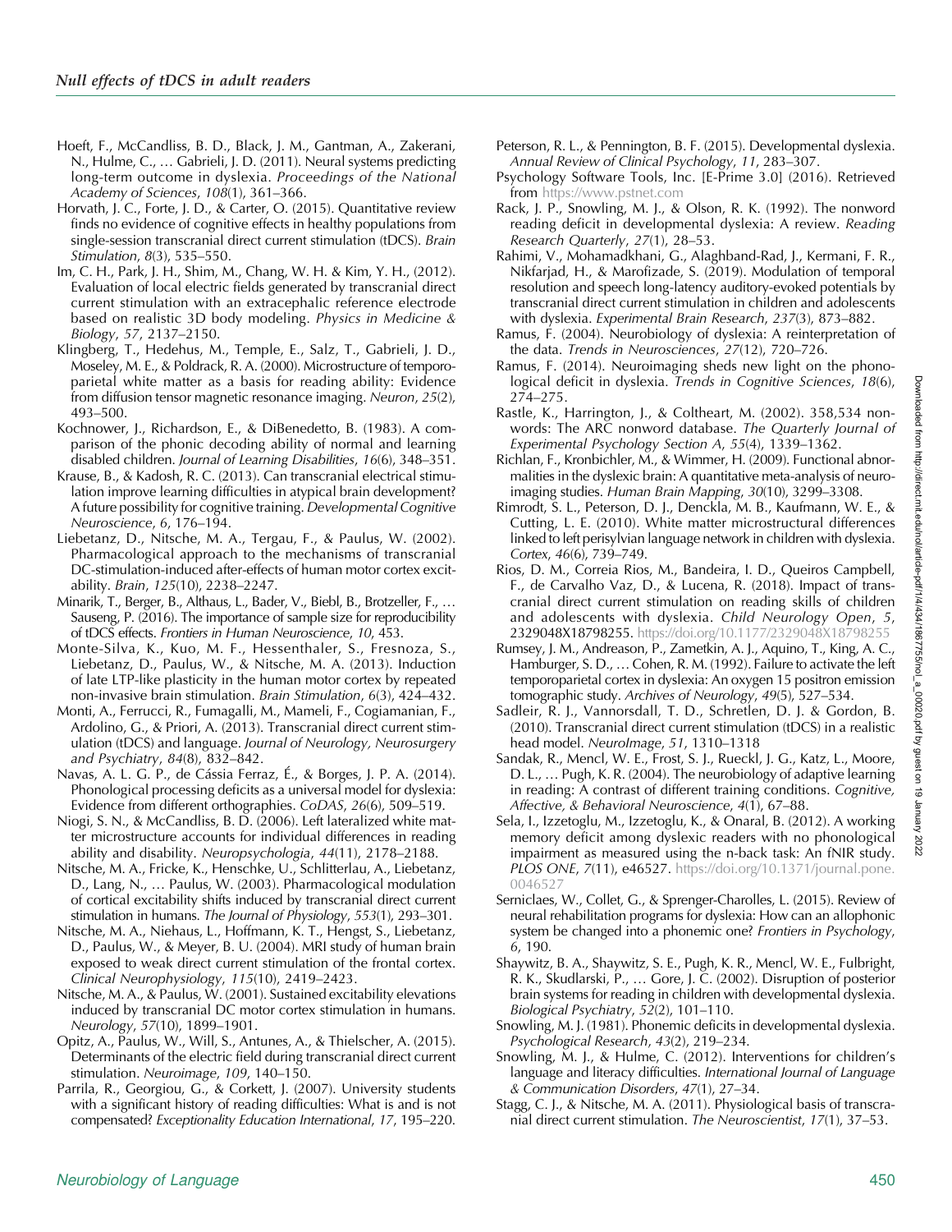Hoeft, F., McCandliss, B. D., Black, J. M., Gantman, A., Zakerani, N., Hulme, C., … Gabrieli, J. D. (2011). Neural systems predicting long-term outcome in dyslexia. *Proceedings of the National Academy of Sciences*, *108*(1), 361–366.

Horvath, J. C., Forte, J. D., & Carter, O. (2015). Quantitative review finds no evidence of cognitive effects in healthy populations from single-session transcranial direct current stimulation (tDCS). *Brain Stimulation*, *8*(3), 535–550.

Im, C. H., Park, J. H., Shim, M., Chang, W. H. & Kim, Y. H., (2012). Evaluation of local electric fields generated by transcranial direct current stimulation with an extracephalic reference electrode based on realistic 3D body modeling. *Physics in Medicine & Biology*, *57*, 2137–2150.

Klingberg, T., Hedehus, M., Temple, E., Salz, T., Gabrieli, J. D., Moseley, M. E., & Poldrack, R. A. (2000). Microstructure of temporo-parietal white matter as a basis for reading ability: Evidence from diffusion tensor magnetic resonance imaging. *Neuron*, *25*(2), 493–500.

Kochnower, J., Richardson, E., & DiBenedetto, B. (1983). A comparison of the phonic decoding ability of normal and learning disabled children. *Journal of Learning Disabilities*, *16*(6), 348–351.

Krause, B., & Kadosh, R. C. (2013). Can transcranial electrical stimulation improve learning difficulties in atypical brain development? A future possibility for cognitive training. *Developmental Cognitive Neuroscience*, *6*, 176–194.

Liebetanz, D., Nitsche, M. A., Tergau, F., & Paulus, W. (2002). Pharmacological approach to the mechanisms of transcranial DC-stimulation-induced after-effects of human motor cortex excitability. *Brain*, *125*(10), 2238–2247.

Minarik, T., Berger, B., Althaus, L., Bader, V., Biebl, B., Brotzeller, F., … Sauseng, P. (2016). The importance of sample size for reproducibility of tDCS effects. *Frontiers in Human Neuroscience*, *10*, 453.

Monte-Silva, K., Kuo, M. F., Hessenthaler, S., Fresnoza, S., Liebetanz, D., Paulus, W., & Nitsche, M. A. (2013). Induction of late LTP-like plasticity in the human motor cortex by repeated non-invasive brain stimulation. *Brain Stimulation*, *6*(3), 424–432.

Monti, A., Ferrucci, R., Fumagalli, M., Mameli, F., Cogiamanian, F., Ardolino, G., & Priori, A. (2013). Transcranial direct current stimulation (tDCS) and language. *Journal of Neurology, Neurosurgery and Psychiatry*, *84*(8), 832–842.

Navas, A. L. G. P., de Cássia Ferraz, É., & Borges, J. P. A. (2014). Phonological processing deficits as a universal model for dyslexia: Evidence from different orthographies. *CoDAS*, *26*(6), 509–519.

Niogi, S. N., & McCandliss, B. D. (2006). Left lateralized white matter microstructure accounts for individual differences in reading ability and disability. *Neuropsychologia*, *44*(11), 2178–2188.

Nitsche, M. A., Fricke, K., Henschke, U., Schlitterlau, A., Liebetanz, D., Lang, N., … Paulus, W. (2003). Pharmacological modulation of cortical excitability shifts induced by transcranial direct current stimulation in humans. *The Journal of Physiology*, *553*(1), 293–301.

Nitsche, M. A., Niehaus, L., Hoffmann, K. T., Hengst, S., Liebetanz, D., Paulus, W., & Meyer, B. U. (2004). MRI study of human brain exposed to weak direct current stimulation of the frontal cortex. *Clinical Neurophysiology*, *115*(10), 2419–2423.

Nitsche, M. A., & Paulus, W. (2001). Sustained excitability elevations induced by transcranial DC motor cortex stimulation in humans. *Neurology*, *57*(10), 1899–1901.

Opitz, A., Paulus, W., Will, S., Antunes, A., & Thielscher, A. (2015). Determinants of the electric field during transcranial direct current stimulation. *Neuroimage*, *109*, 140–150.

Parrila, R., Georgiou, G., & Corkett, J. (2007). University students with a significant history of reading difficulties: What is and is not compensated? *Exceptionality Education International*, *17*, 195–220.

Peterson, R. L., & Pennington, B. F. (2015). Developmental dyslexia. *Annual Review of Clinical Psychology*, *11*, 283–307.

Psychology Software Tools, Inc. [E-Prime 3.0] (2016). Retrieved from https://www.pstnet.com

Rack, J. P., Snowling, M. J., & Olson, R. K. (1992). The nonword reading deficit in developmental dyslexia: A review. *Reading Research Quarterly*, *27*(1), 28–53.

Rahimi, V., Mohamadkhani, G., Alaghband-Rad, J., Kermani, F. R., Nikfarjad, H., & Marofizade, S. (2019). Modulation of temporal resolution and speech long-latency auditory-evoked potentials by transcranial direct current stimulation in children and adolescents with dyslexia. *Experimental Brain Research*, *237*(3), 873–882.

Ramus, F. (2004). Neurobiology of dyslexia: A reinterpretation of the data. *Trends in Neurosciences*, *27*(12), 720–726.

Ramus, F. (2014). Neuroimaging sheds new light on the phonological deficit in dyslexia. *Trends in Cognitive Sciences*, *18*(6), 274–275.

Rastle, K., Harrington, J., & Coltheart, M. (2002). 358,534 nonwords: The ARC nonword database. *The Quarterly Journal of Experimental Psychology Section A*, *55*(4), 1339–1362.

Richlan, F., Kronbichler, M., & Wimmer, H. (2009). Functional abnormalities in the dyslexic brain: A quantitative meta-analysis of neuroimaging studies. *Human Brain Mapping*, *30*(10), 3299–3308.

Rimrodt, S. L., Peterson, D. J., Denckla, M. B., Kaufmann, W. E., & Cutting, L. E. (2010). White matter microstructural differences linked to left perisylvian language network in children with dyslexia. *Cortex*, *46*(6), 739–749.

Rios, D. M., Correia Rios, M., Bandeira, I. D., Queiros Campbell, F., de Carvalho Vaz, D., & Lucena, R. (2018). Impact of transcranial direct current stimulation on reading skills of children and adolescents with dyslexia. *Child Neurology Open*, *5*, 2329048X18798255. https://doi.org/10.1177/2329048X18798255

Rumsey, J. M., Andreason, P., Zametkin, A. J., Aquino, T., King, A. C., Hamburger, S. D., … Cohen, R. M. (1992). Failure to activate the left temporoparietal cortex in dyslexia: An oxygen 15 positron emission tomographic study. *Archives of Neurology*, *49*(5), 527–534.

Sadleir, R. J., Vannorsdall, T. D., Schretlen, D. J. & Gordon, B. (2010). Transcranial direct current stimulation (tDCS) in a realistic head model. *NeuroImage*, *51*, 1310–1318

Sandak, R., Mencl, W. E., Frost, S. J., Rueckl, J. G., Katz, L., Moore, D. L., … Pugh, K. R. (2004). The neurobiology of adaptive learning in reading: A contrast of different training conditions. *Cognitive, Affective, & Behavioral Neuroscience*, *4*(1), 67–88.

Sela, I., Izzetoglu, M., Izzetoglu, K., & Onaral, B. (2012). A working memory deficit among dyslexic readers with no phonological impairment as measured using the n-back task: An fNIR study. *PLOS ONE*, *7*(11), e46527. https://doi.org/10.1371/journal.pone.0046527

Serniclaes, W., Collet, G., & Sprenger-Charolles, L. (2015). Review of neural rehabilitation programs for dyslexia: How can an allophonic system be changed into a phonemic one? *Frontiers in Psychology*, *6*, 190.

Shaywitz, B. A., Shaywitz, S. E., Pugh, K. R., Mencl, W. E., Fulbright, R. K., Skudlarski, P., … Gore, J. C. (2002). Disruption of posterior brain systems for reading in children with developmental dyslexia. *Biological Psychiatry*, *52*(2), 101–110.

Snowling, M. J. (1981). Phonemic deficits in developmental dyslexia. *Psychological Research*, *43*(2), 219–234.

Snowling, M. J., & Hulme, C. (2012). Interventions for children's language and literacy difficulties. *International Journal of Language & Communication Disorders*, *47*(1), 27–34.

Stagg, C. J., & Nitsche, M. A. (2011). Physiological basis of transcranial direct current stimulation. *The Neuroscientist*, *17*(1), 37–53.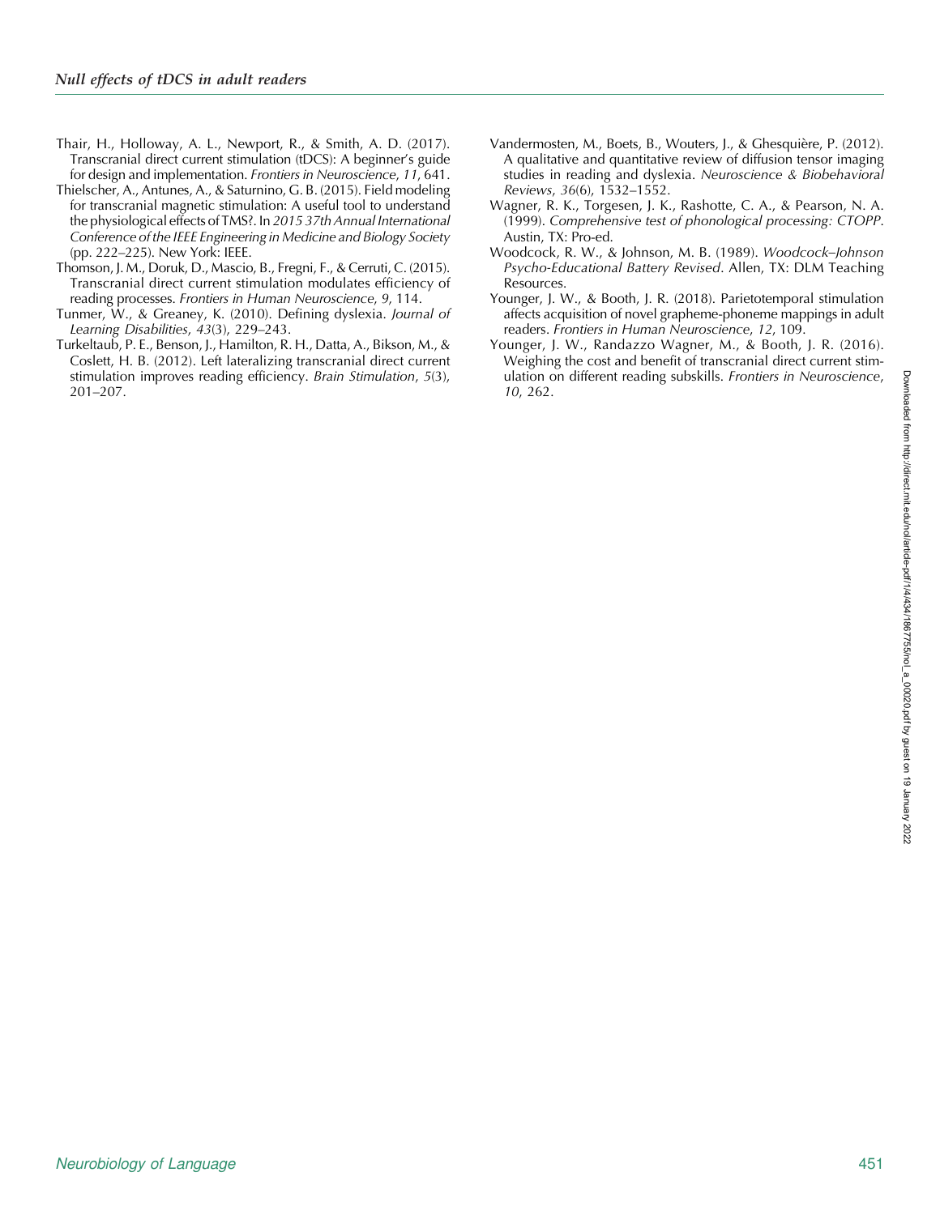Thair, H., Holloway, A. L., Newport, R., & Smith, A. D. (2017). Transcranial direct current stimulation (tDCS): A beginner's guide for design and implementation. *Frontiers in Neuroscience*, *11*, 641.

Thielscher, A., Antunes, A., & Saturnino, G. B. (2015). Field modeling for transcranial magnetic stimulation: A useful tool to understand the physiological effects of TMS?. In *2015 37th Annual International Conference of the IEEE Engineering in Medicine and Biology Society* (pp. 222–225). New York: IEEE.

Thomson, J. M., Doruk, D., Mascio, B., Fregni, F., & Cerruti, C. (2015). Transcranial direct current stimulation modulates efficiency of reading processes. *Frontiers in Human Neuroscience*, *9*, 114.

Tunmer, W., & Greaney, K. (2010). Defining dyslexia. *Journal of Learning Disabilities*, *43*(3), 229–243.

Turkeltaub, P. E., Benson, J., Hamilton, R. H., Datta, A., Bikson, M., & Coslett, H. B. (2012). Left lateralizing transcranial direct current stimulation improves reading efficiency. *Brain Stimulation*, *5*(3), 201–207.

Vandermosten, M., Boets, B., Wouters, J., & Ghesquière, P. (2012). A qualitative and quantitative review of diffusion tensor imaging studies in reading and dyslexia. *Neuroscience & Biobehavioral Reviews*, *36*(6), 1532–1552.

Wagner, R. K., Torgesen, J. K., Rashotte, C. A., & Pearson, N. A. (1999). *Comprehensive test of phonological processing: CTOPP*. Austin, TX: Pro-ed.

Woodcock, R. W., & Johnson, M. B. (1989). *Woodcock–Johnson Psycho-Educational Battery Revised*. Allen, TX: DLM Teaching Resources.

Younger, J. W., & Booth, J. R. (2018). Parietotemporal stimulation affects acquisition of novel grapheme-phoneme mappings in adult readers. *Frontiers in Human Neuroscience*, *12*, 109.

Younger, J. W., Randazzo Wagner, M., & Booth, J. R. (2016). Weighing the cost and benefit of transcranial direct current stimulation on different reading subskills. *Frontiers in Neuroscience*, *10*, 262.